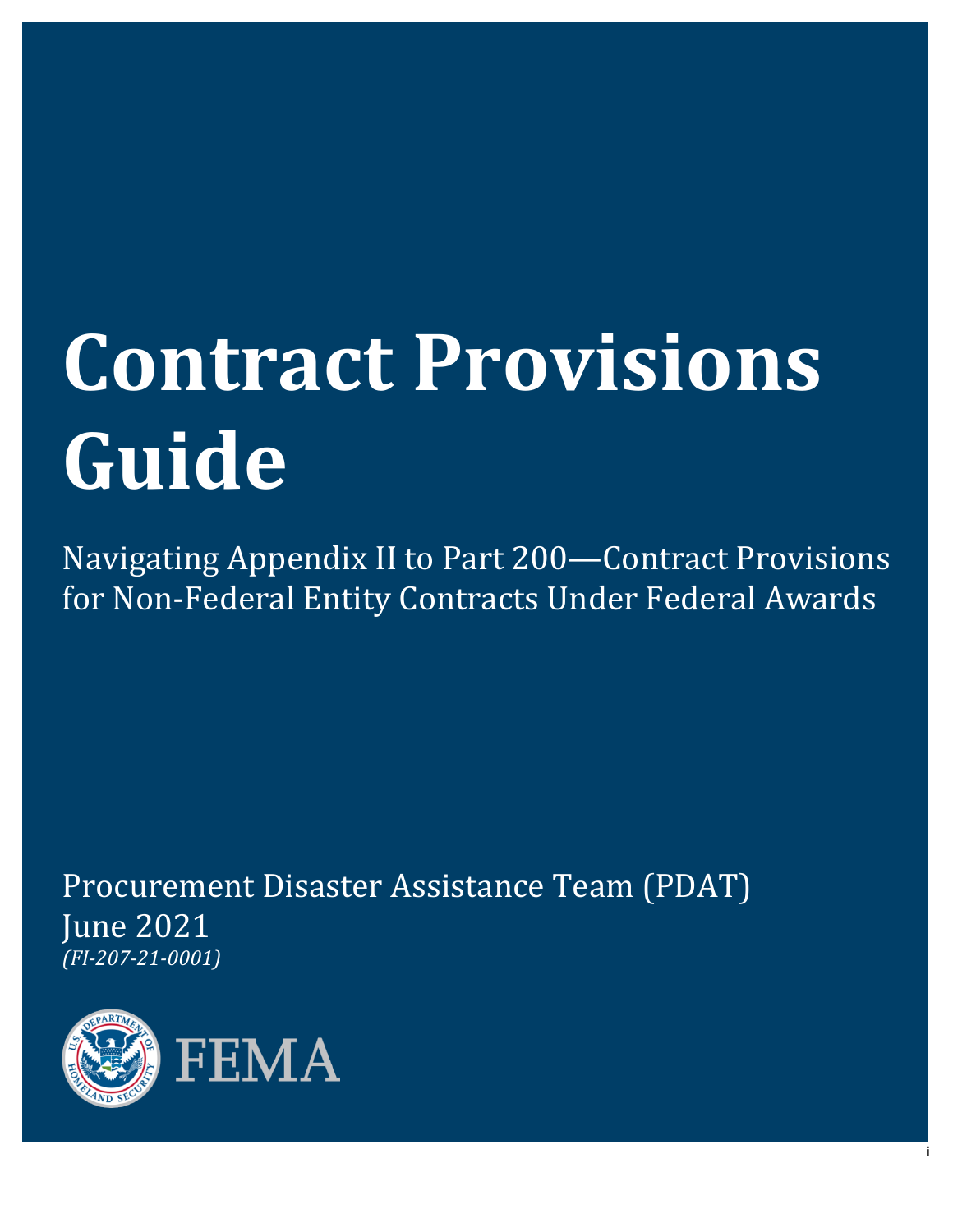# Contract Provisions Guide

Navigating Appendix II to Part 200—Contract Provisions for Non-Federal Entity Contracts Under Federal Awards

Procurement Disaster Assistance Team (PDAT)
June 2021
*(FI-207-21-0001)*

FEMA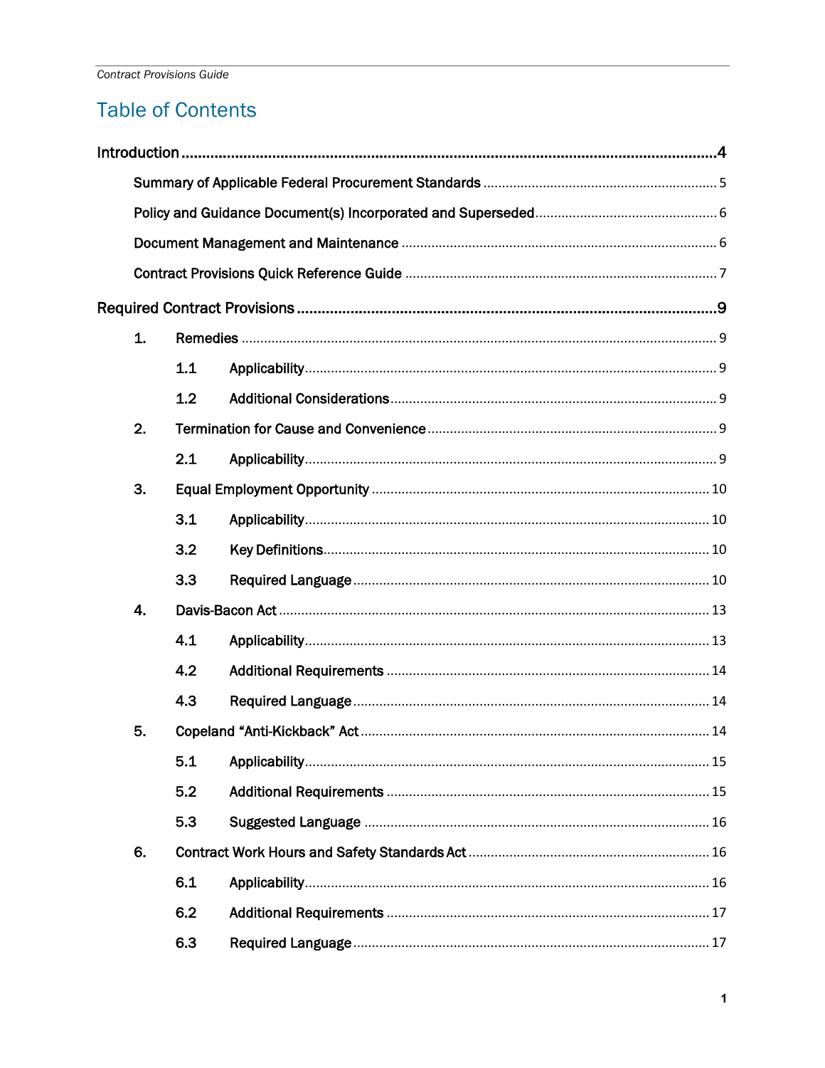# Table of Contents

**Introduction** ........................................ **4**

- Summary of Applicable Federal Procurement Standards ........................................ 5
- Policy and Guidance Document(s) Incorporated and Superseded ........................................ 6
- Document Management and Maintenance ........................................ 6
- Contract Provisions Quick Reference Guide ........................................ 7

**Required Contract Provisions** ........................................ **9**

1. Remedies ........................................ 9
   - 1.1 Applicability ........................................ 9
   - 1.2 Additional Considerations ........................................ 9
2. Termination for Cause and Convenience ........................................ 9
   - 2.1 Applicability ........................................ 9
3. Equal Employment Opportunity ........................................ 10
   - 3.1 Applicability ........................................ 10
   - 3.2 Key Definitions ........................................ 10
   - 3.3 Required Language ........................................ 10
4. Davis-Bacon Act ........................................ 13
   - 4.1 Applicability ........................................ 13
   - 4.2 Additional Requirements ........................................ 14
   - 4.3 Required Language ........................................ 14
5. Copeland “Anti-Kickback” Act ........................................ 14
   - 5.1 Applicability ........................................ 15
   - 5.2 Additional Requirements ........................................ 15
   - 5.3 Suggested Language ........................................ 16
6. Contract Work Hours and Safety Standards Act ........................................ 16
   - 6.1 Applicability ........................................ 16
   - 6.2 Additional Requirements ........................................ 17
   - 6.3 Required Language ........................................ 17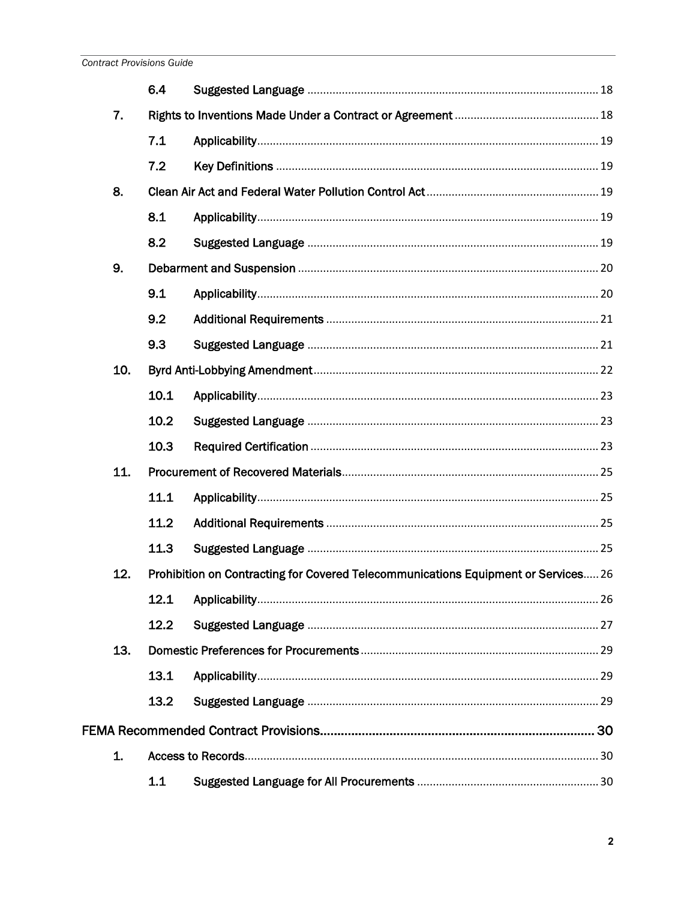| | | |
|---|---|---|
| 6.4 | Suggested Language | 18 |
| 7. | Rights to Inventions Made Under a Contract or Agreement | 18 |
| 7.1 | Applicability | 19 |
| 7.2 | Key Definitions | 19 |
| 8. | Clean Air Act and Federal Water Pollution Control Act | 19 |
| 8.1 | Applicability | 19 |
| 8.2 | Suggested Language | 19 |
| 9. | Debarment and Suspension | 20 |
| 9.1 | Applicability | 20 |
| 9.2 | Additional Requirements | 21 |
| 9.3 | Suggested Language | 21 |
| 10. | Byrd Anti-Lobbying Amendment | 22 |
| 10.1 | Applicability | 23 |
| 10.2 | Suggested Language | 23 |
| 10.3 | Required Certification | 23 |
| 11. | Procurement of Recovered Materials | 25 |
| 11.1 | Applicability | 25 |
| 11.2 | Additional Requirements | 25 |
| 11.3 | Suggested Language | 25 |
| 12. | Prohibition on Contracting for Covered Telecommunications Equipment or Services | 26 |
| 12.1 | Applicability | 26 |
| 12.2 | Suggested Language | 27 |
| 13. | Domestic Preferences for Procurements | 29 |
| 13.1 | Applicability | 29 |
| 13.2 | Suggested Language | 29 |
| **FEMA Recommended Contract Provisions** | | **30** |
| 1. | Access to Records | 30 |
| 1.1 | Suggested Language for All Procurements | 30 |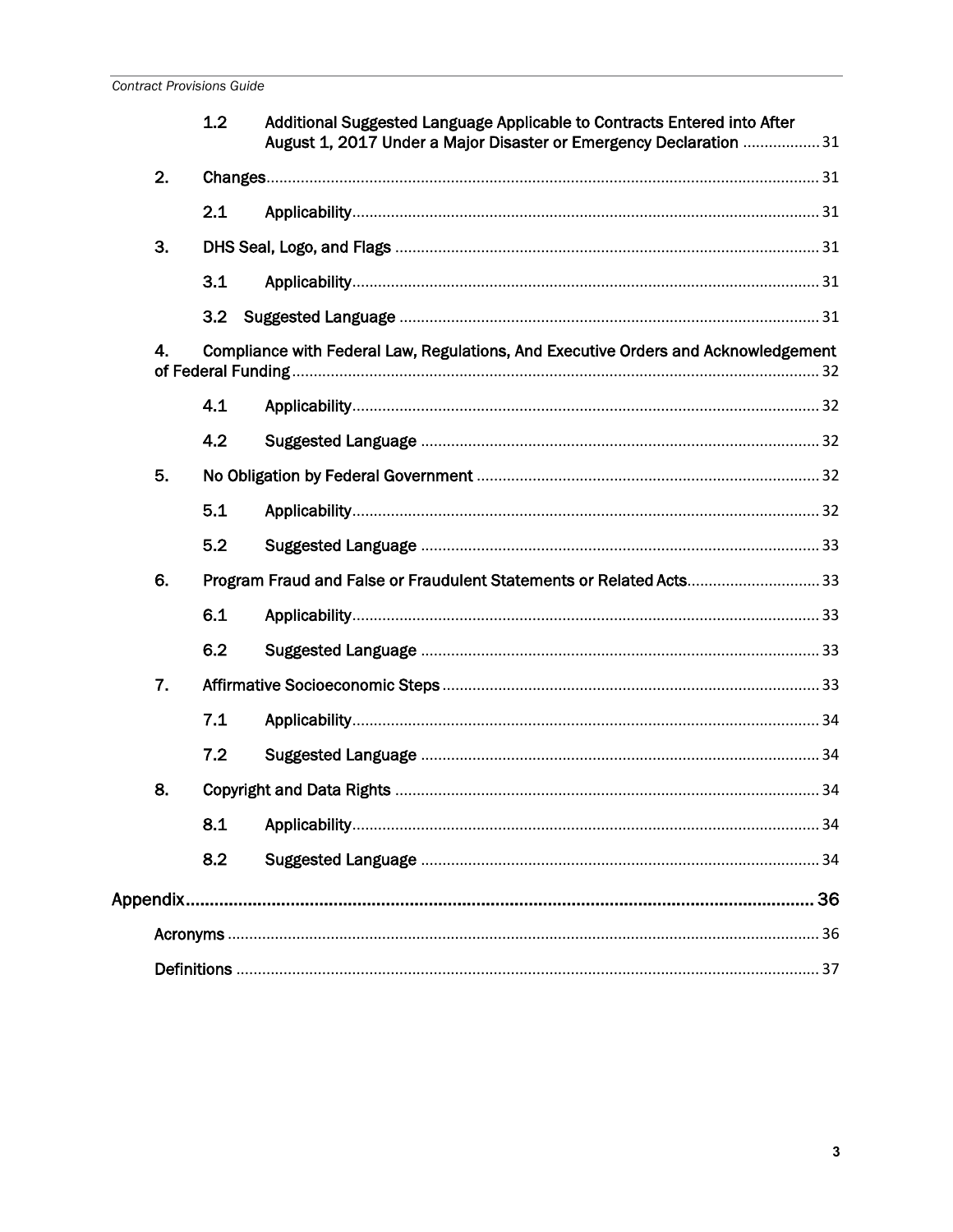1.2 Additional Suggested Language Applicable to Contracts Entered into After August 1, 2017 Under a Major Disaster or Emergency Declaration .................. 31

2. Changes................................................................................................................ 31

2.1 Applicability............................................................................................ 31

3. DHS Seal, Logo, and Flags .................................................................................. 31

3.1 Applicability............................................................................................ 31

3.2 Suggested Language ................................................................................. 31

4. Compliance with Federal Law, Regulations, And Executive Orders and Acknowledgement of Federal Funding.......................................................................................................... 32

4.1 Applicability............................................................................................ 32

4.2 Suggested Language ............................................................................ 32

5. No Obligation by Federal Government ............................................................... 32

5.1 Applicability............................................................................................ 32

5.2 Suggested Language ............................................................................ 33

6. Program Fraud and False or Fraudulent Statements or Related Acts............................... 33

6.1 Applicability............................................................................................ 33

6.2 Suggested Language ............................................................................ 33

7. Affirmative Socioeconomic Steps ....................................................................... 33

7.1 Applicability............................................................................................ 34

7.2 Suggested Language ............................................................................ 34

8. Copyright and Data Rights .................................................................................. 34

8.1 Applicability............................................................................................ 34

8.2 Suggested Language ............................................................................ 34

Appendix.................................................................................................................................... 36

Acronyms ........................................................................................................................ 36

Definitions ...................................................................................................................... 37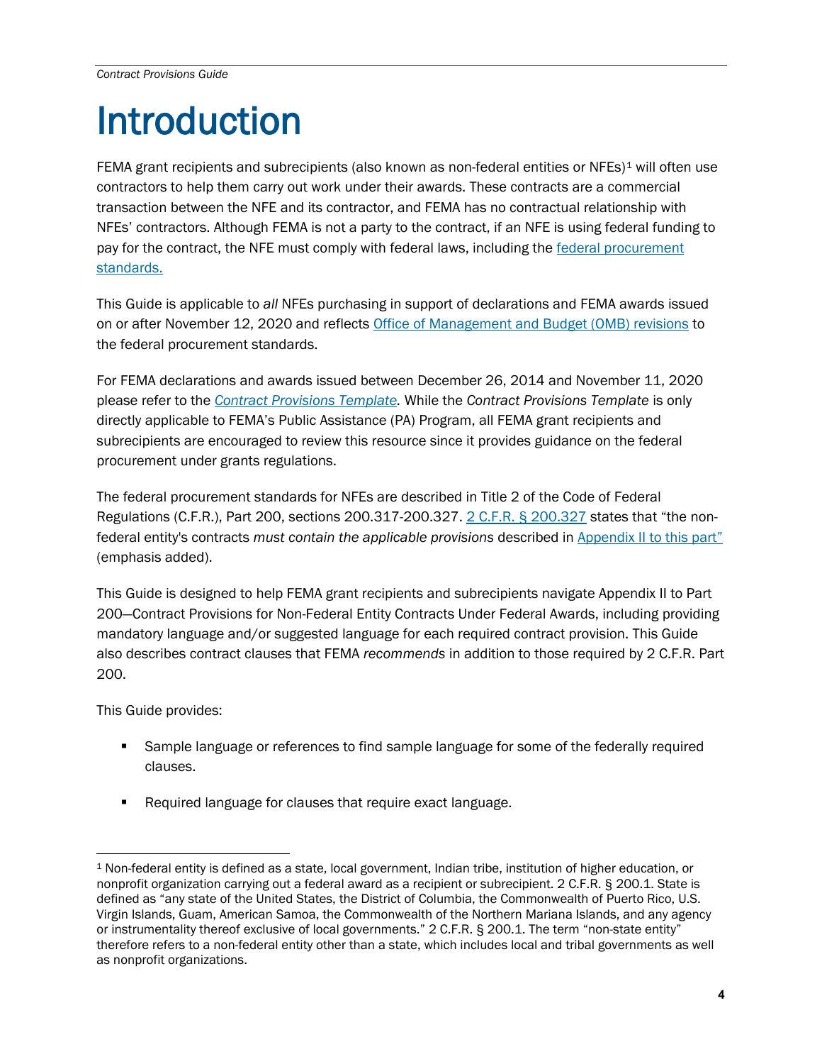# Introduction

FEMA grant recipients and subrecipients (also known as non-federal entities or NFEs)[1] will often use contractors to help them carry out work under their awards. These contracts are a commercial transaction between the NFE and its contractor, and FEMA has no contractual relationship with NFEs' contractors. Although FEMA is not a party to the contract, if an NFE is using federal funding to pay for the contract, the NFE must comply with federal laws, including the federal procurement standards.

This Guide is applicable to *all* NFEs purchasing in support of declarations and FEMA awards issued on or after November 12, 2020 and reflects Office of Management and Budget (OMB) revisions to the federal procurement standards.

For FEMA declarations and awards issued between December 26, 2014 and November 11, 2020 please refer to the *Contract Provisions Template.* While the *Contract Provisions Template* is only directly applicable to FEMA's Public Assistance (PA) Program, all FEMA grant recipients and subrecipients are encouraged to review this resource since it provides guidance on the federal procurement under grants regulations.

The federal procurement standards for NFEs are described in Title 2 of the Code of Federal Regulations (C.F.R.), Part 200, sections 200.317-200.327. 2 C.F.R. § 200.327 states that "the non-federal entity's contracts *must contain the applicable provisions* described in Appendix II to this part" (emphasis added).

This Guide is designed to help FEMA grant recipients and subrecipients navigate Appendix II to Part 200—Contract Provisions for Non-Federal Entity Contracts Under Federal Awards, including providing mandatory language and/or suggested language for each required contract provision. This Guide also describes contract clauses that FEMA *recommends* in addition to those required by 2 C.F.R. Part 200.

This Guide provides:

- Sample language or references to find sample language for some of the federally required clauses.
- Required language for clauses that require exact language.

[1] Non-federal entity is defined as a state, local government, Indian tribe, institution of higher education, or nonprofit organization carrying out a federal award as a recipient or subrecipient. 2 C.F.R. § 200.1. State is defined as "any state of the United States, the District of Columbia, the Commonwealth of Puerto Rico, U.S. Virgin Islands, Guam, American Samoa, the Commonwealth of the Northern Mariana Islands, and any agency or instrumentality thereof exclusive of local governments." 2 C.F.R. § 200.1. The term "non-state entity" therefore refers to a non-federal entity other than a state, which includes local and tribal governments as well as nonprofit organizations.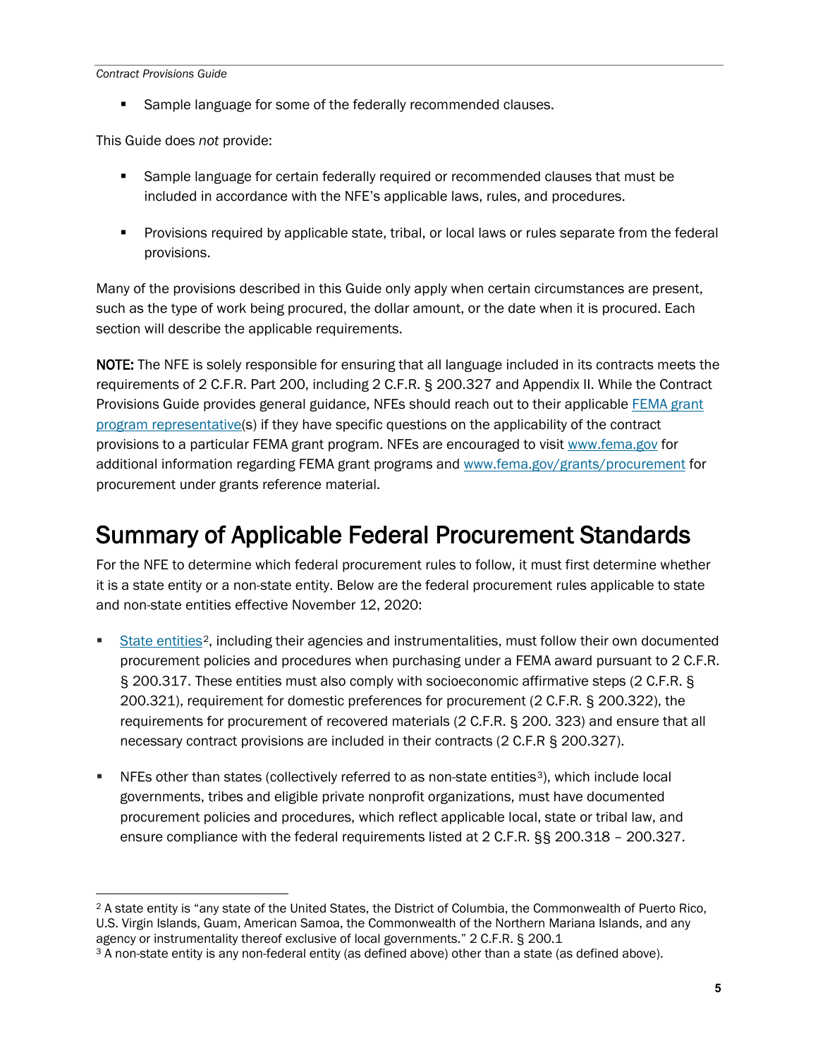- Sample language for some of the federally recommended clauses.

This Guide does *not* provide:

- Sample language for certain federally required or recommended clauses that must be included in accordance with the NFE's applicable laws, rules, and procedures.
- Provisions required by applicable state, tribal, or local laws or rules separate from the federal provisions.

Many of the provisions described in this Guide only apply when certain circumstances are present, such as the type of work being procured, the dollar amount, or the date when it is procured. Each section will describe the applicable requirements.

**NOTE:** The NFE is solely responsible for ensuring that all language included in its contracts meets the requirements of 2 C.F.R. Part 200, including 2 C.F.R. § 200.327 and Appendix II. While the Contract Provisions Guide provides general guidance, NFEs should reach out to their applicable FEMA grant program representative(s) if they have specific questions on the applicability of the contract provisions to a particular FEMA grant program. NFEs are encouraged to visit www.fema.gov for additional information regarding FEMA grant programs and www.fema.gov/grants/procurement for procurement under grants reference material.

# Summary of Applicable Federal Procurement Standards

For the NFE to determine which federal procurement rules to follow, it must first determine whether it is a state entity or a non-state entity. Below are the federal procurement rules applicable to state and non-state entities effective November 12, 2020:

- State entities[2], including their agencies and instrumentalities, must follow their own documented procurement policies and procedures when purchasing under a FEMA award pursuant to 2 C.F.R. § 200.317. These entities must also comply with socioeconomic affirmative steps (2 C.F.R. § 200.321), requirement for domestic preferences for procurement (2 C.F.R. § 200.322), the requirements for procurement of recovered materials (2 C.F.R. § 200. 323) and ensure that all necessary contract provisions are included in their contracts (2 C.F.R § 200.327).
- NFEs other than states (collectively referred to as non-state entities[3]), which include local governments, tribes and eligible private nonprofit organizations, must have documented procurement policies and procedures, which reflect applicable local, state or tribal law, and ensure compliance with the federal requirements listed at 2 C.F.R. §§ 200.318 – 200.327.

---

[2] A state entity is "any state of the United States, the District of Columbia, the Commonwealth of Puerto Rico, U.S. Virgin Islands, Guam, American Samoa, the Commonwealth of the Northern Mariana Islands, and any agency or instrumentality thereof exclusive of local governments." 2 C.F.R. § 200.1

[3] A non-state entity is any non-federal entity (as defined above) other than a state (as defined above).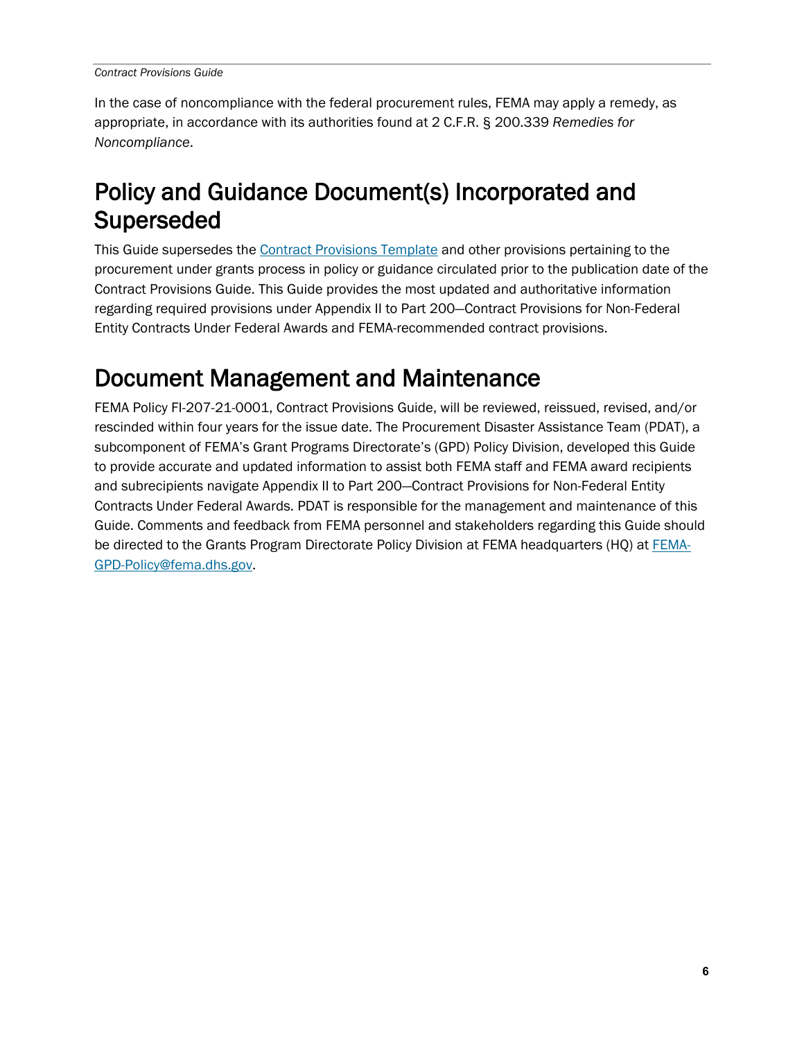In the case of noncompliance with the federal procurement rules, FEMA may apply a remedy, as appropriate, in accordance with its authorities found at 2 C.F.R. § 200.339 *Remedies for Noncompliance*.

# Policy and Guidance Document(s) Incorporated and Superseded

This Guide supersedes the [Contract Provisions Template]() and other provisions pertaining to the procurement under grants process in policy or guidance circulated prior to the publication date of the Contract Provisions Guide. This Guide provides the most updated and authoritative information regarding required provisions under Appendix II to Part 200—Contract Provisions for Non-Federal Entity Contracts Under Federal Awards and FEMA-recommended contract provisions.

# Document Management and Maintenance

FEMA Policy FI-207-21-0001, Contract Provisions Guide, will be reviewed, reissued, revised, and/or rescinded within four years for the issue date. The Procurement Disaster Assistance Team (PDAT), a subcomponent of FEMA's Grant Programs Directorate's (GPD) Policy Division, developed this Guide to provide accurate and updated information to assist both FEMA staff and FEMA award recipients and subrecipients navigate Appendix II to Part 200—Contract Provisions for Non-Federal Entity Contracts Under Federal Awards. PDAT is responsible for the management and maintenance of this Guide. Comments and feedback from FEMA personnel and stakeholders regarding this Guide should be directed to the Grants Program Directorate Policy Division at FEMA headquarters (HQ) at [FEMA-GPD-Policy@fema.dhs.gov](mailto:FEMA-GPD-Policy@fema.dhs.gov).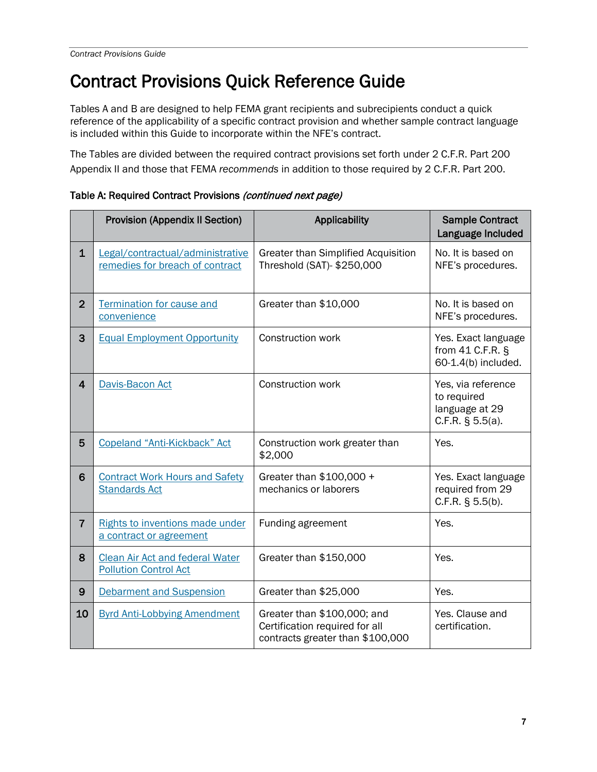# Contract Provisions Quick Reference Guide

Tables A and B are designed to help FEMA grant recipients and subrecipients conduct a quick reference of the applicability of a specific contract provision and whether sample contract language is included within this Guide to incorporate within the NFE's contract.

The Tables are divided between the required contract provisions set forth under 2 C.F.R. Part 200 Appendix II and those that FEMA *recommends* in addition to those required by 2 C.F.R. Part 200.

**Table A: Required Contract Provisions** ***(continued next page)***

| | Provision (Appendix II Section) | Applicability | Sample Contract Language Included |
|---|---|---|---|
| 1 | Legal/contractual/administrative remedies for breach of contract | Greater than Simplified Acquisition Threshold (SAT)- $250,000 | No. It is based on NFE's procedures. |
| 2 | Termination for cause and convenience | Greater than $10,000 | No. It is based on NFE's procedures. |
| 3 | Equal Employment Opportunity | Construction work | Yes. Exact language from 41 C.F.R. § 60-1.4(b) included. |
| 4 | Davis-Bacon Act | Construction work | Yes, via reference to required language at 29 C.F.R. § 5.5(a). |
| 5 | Copeland "Anti-Kickback" Act | Construction work greater than $2,000 | Yes. |
| 6 | Contract Work Hours and Safety Standards Act | Greater than $100,000 + mechanics or laborers | Yes. Exact language required from 29 C.F.R. § 5.5(b). |
| 7 | Rights to inventions made under a contract or agreement | Funding agreement | Yes. |
| 8 | Clean Air Act and federal Water Pollution Control Act | Greater than $150,000 | Yes. |
| 9 | Debarment and Suspension | Greater than $25,000 | Yes. |
| 10 | Byrd Anti-Lobbying Amendment | Greater than $100,000; and Certification required for all contracts greater than $100,000 | Yes. Clause and certification. |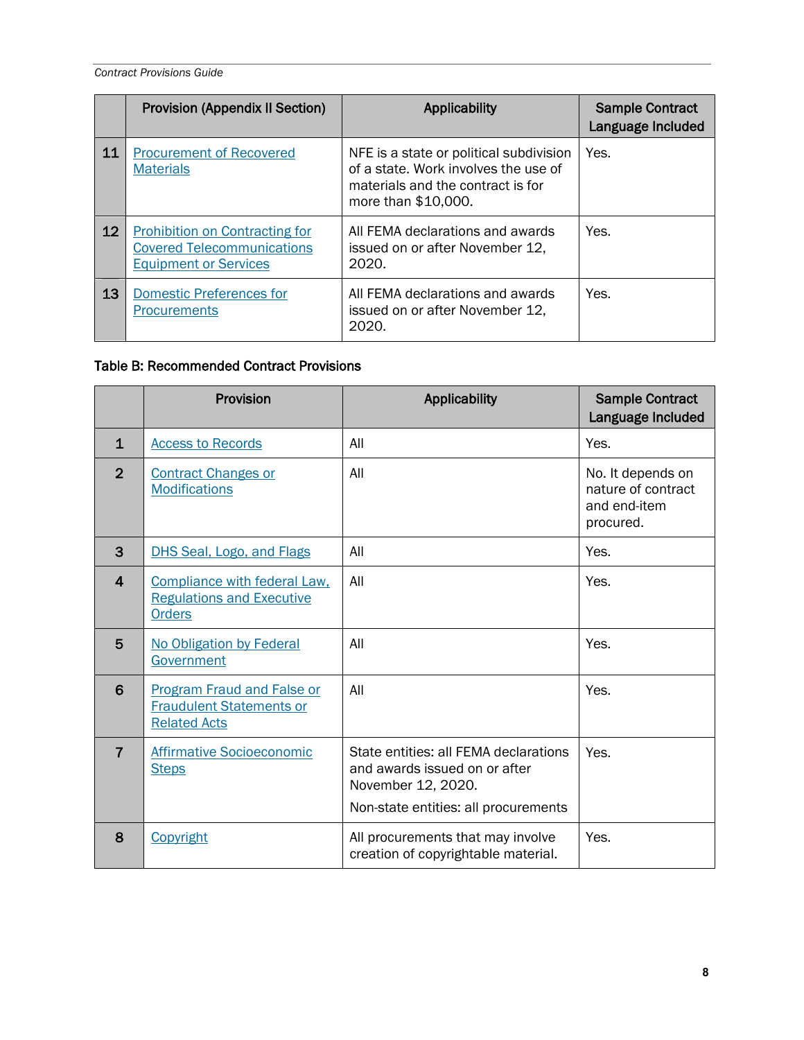| | Provision (Appendix II Section) | Applicability | Sample Contract Language Included |
|---|---|---|---|
| 11 | Procurement of Recovered Materials | NFE is a state or political subdivision of a state. Work involves the use of materials and the contract is for more than $10,000. | Yes. |
| 12 | Prohibition on Contracting for Covered Telecommunications Equipment or Services | All FEMA declarations and awards issued on or after November 12, 2020. | Yes. |
| 13 | Domestic Preferences for Procurements | All FEMA declarations and awards issued on or after November 12, 2020. | Yes. |

**Table B: Recommended Contract Provisions**

| | Provision | Applicability | Sample Contract Language Included |
|---|---|---|---|
| 1 | Access to Records | All | Yes. |
| 2 | Contract Changes or Modifications | All | No. It depends on nature of contract and end-item procured. |
| 3 | DHS Seal, Logo, and Flags | All | Yes. |
| 4 | Compliance with federal Law, Regulations and Executive Orders | All | Yes. |
| 5 | No Obligation by Federal Government | All | Yes. |
| 6 | Program Fraud and False or Fraudulent Statements or Related Acts | All | Yes. |
| 7 | Affirmative Socioeconomic Steps | State entities: all FEMA declarations and awards issued on or after November 12, 2020. Non-state entities: all procurements | Yes. |
| 8 | Copyright | All procurements that may involve creation of copyrightable material. | Yes. |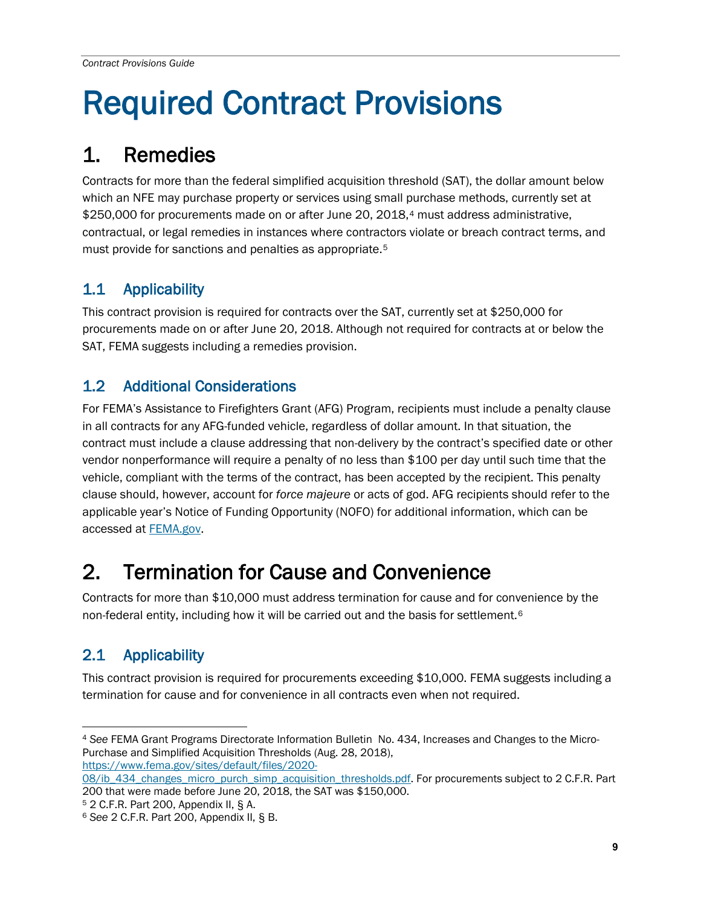# Required Contract Provisions

## 1. Remedies

Contracts for more than the federal simplified acquisition threshold (SAT), the dollar amount below which an NFE may purchase property or services using small purchase methods, currently set at $250,000 for procurements made on or after June 20, 2018,[4] must address administrative, contractual, or legal remedies in instances where contractors violate or breach contract terms, and must provide for sanctions and penalties as appropriate.[5]

### 1.1 Applicability

This contract provision is required for contracts over the SAT, currently set at $250,000 for procurements made on or after June 20, 2018. Although not required for contracts at or below the SAT, FEMA suggests including a remedies provision.

### 1.2 Additional Considerations

For FEMA's Assistance to Firefighters Grant (AFG) Program, recipients must include a penalty clause in all contracts for any AFG-funded vehicle, regardless of dollar amount. In that situation, the contract must include a clause addressing that non-delivery by the contract's specified date or other vendor nonperformance will require a penalty of no less than $100 per day until such time that the vehicle, compliant with the terms of the contract, has been accepted by the recipient. This penalty clause should, however, account for *force majeure* or acts of god. AFG recipients should refer to the applicable year's Notice of Funding Opportunity (NOFO) for additional information, which can be accessed at FEMA.gov.

## 2. Termination for Cause and Convenience

Contracts for more than $10,000 must address termination for cause and for convenience by the non-federal entity, including how it will be carried out and the basis for settlement.[6]

### 2.1 Applicability

This contract provision is required for procurements exceeding $10,000. FEMA suggests including a termination for cause and for convenience in all contracts even when not required.

---

[4] *See* FEMA Grant Programs Directorate Information Bulletin No. 434, Increases and Changes to the Micro-Purchase and Simplified Acquisition Thresholds (Aug. 28, 2018), https://www.fema.gov/sites/default/files/2020-08/ib_434_changes_micro_purch_simp_acquisition_thresholds.pdf. For procurements subject to 2 C.F.R. Part 200 that were made before June 20, 2018, the SAT was $150,000.

[5] 2 C.F.R. Part 200, Appendix II, § A.

[6] *See* 2 C.F.R. Part 200, Appendix II, § B.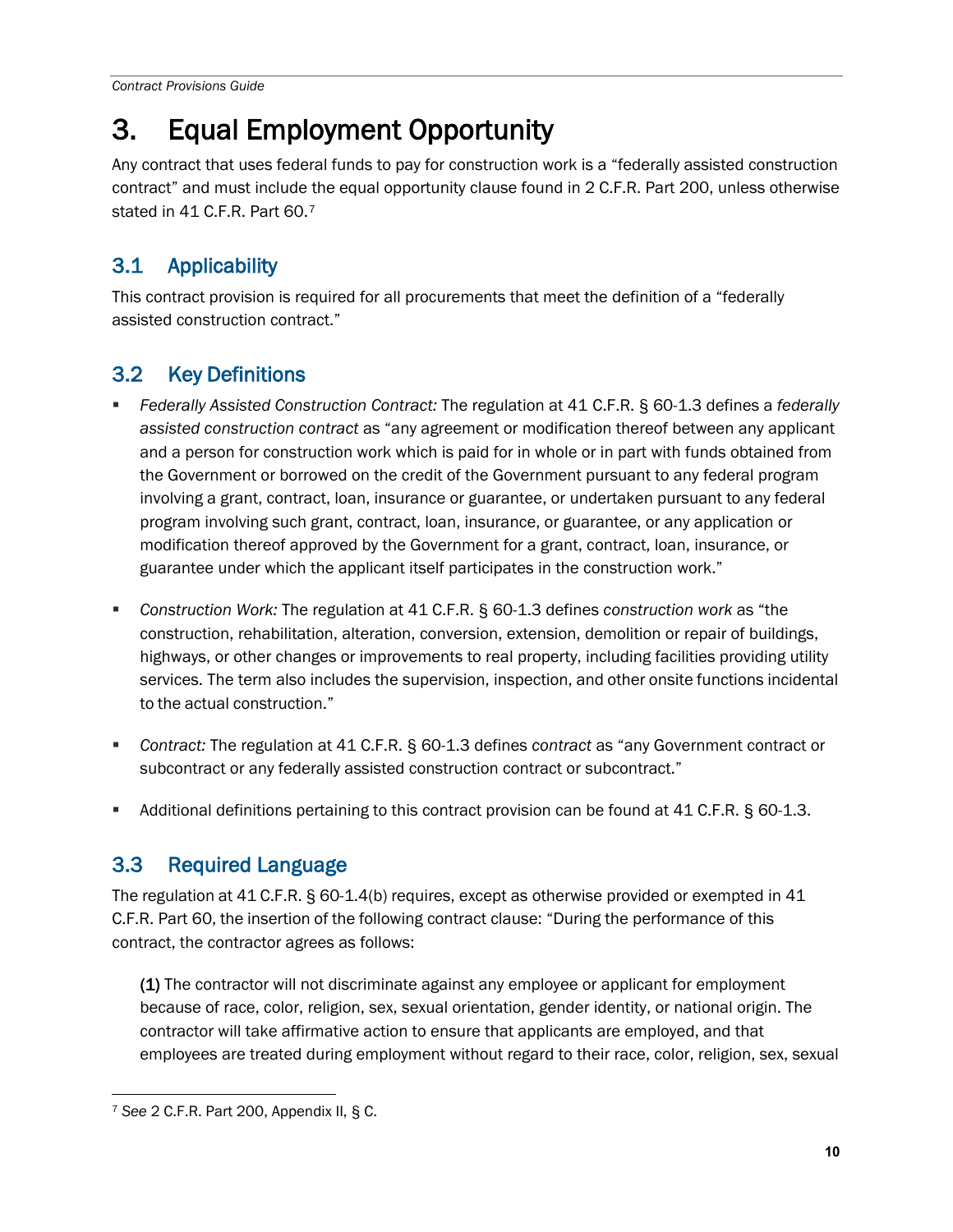# 3. Equal Employment Opportunity

Any contract that uses federal funds to pay for construction work is a "federally assisted construction contract" and must include the equal opportunity clause found in 2 C.F.R. Part 200, unless otherwise stated in 41 C.F.R. Part 60.[7]

## 3.1 Applicability

This contract provision is required for all procurements that meet the definition of a "federally assisted construction contract."

## 3.2 Key Definitions

- *Federally Assisted Construction Contract:* The regulation at 41 C.F.R. § 60-1.3 defines a *federally assisted construction contract* as "any agreement or modification thereof between any applicant and a person for construction work which is paid for in whole or in part with funds obtained from the Government or borrowed on the credit of the Government pursuant to any federal program involving a grant, contract, loan, insurance or guarantee, or undertaken pursuant to any federal program involving such grant, contract, loan, insurance, or guarantee, or any application or modification thereof approved by the Government for a grant, contract, loan, insurance, or guarantee under which the applicant itself participates in the construction work."

- *Construction Work:* The regulation at 41 C.F.R. § 60-1.3 defines *construction work* as "the construction, rehabilitation, alteration, conversion, extension, demolition or repair of buildings, highways, or other changes or improvements to real property, including facilities providing utility services. The term also includes the supervision, inspection, and other onsite functions incidental to the actual construction."

- *Contract:* The regulation at 41 C.F.R. § 60-1.3 defines *contract* as "any Government contract or subcontract or any federally assisted construction contract or subcontract."

- Additional definitions pertaining to this contract provision can be found at 41 C.F.R. § 60-1.3.

## 3.3 Required Language

The regulation at 41 C.F.R. § 60-1.4(b) requires, except as otherwise provided or exempted in 41 C.F.R. Part 60, the insertion of the following contract clause: "During the performance of this contract, the contractor agrees as follows:

**(1)** The contractor will not discriminate against any employee or applicant for employment because of race, color, religion, sex, sexual orientation, gender identity, or national origin. The contractor will take affirmative action to ensure that applicants are employed, and that employees are treated during employment without regard to their race, color, religion, sex, sexual

[7] *See* 2 C.F.R. Part 200, Appendix II, § C.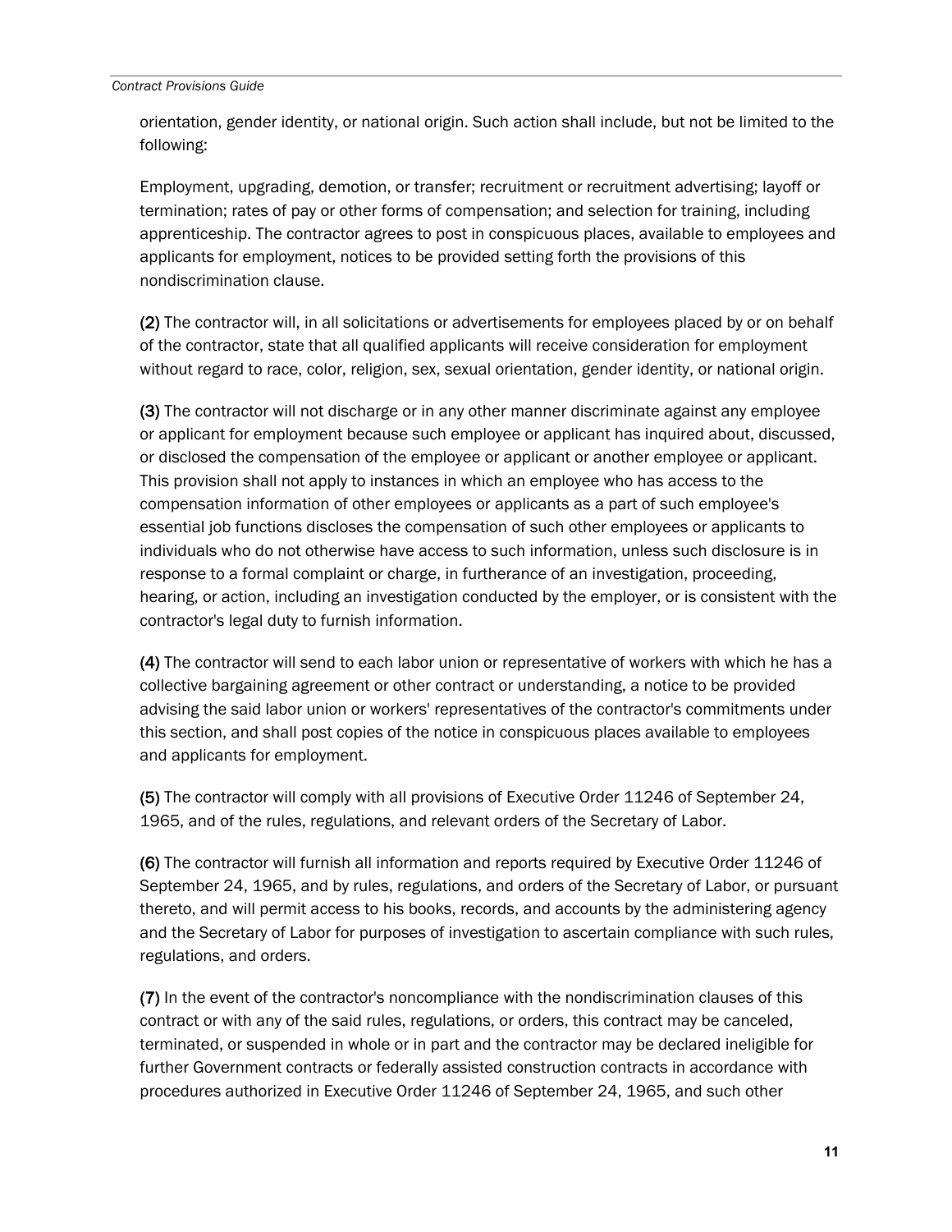orientation, gender identity, or national origin. Such action shall include, but not be limited to the following:

Employment, upgrading, demotion, or transfer; recruitment or recruitment advertising; layoff or termination; rates of pay or other forms of compensation; and selection for training, including apprenticeship. The contractor agrees to post in conspicuous places, available to employees and applicants for employment, notices to be provided setting forth the provisions of this nondiscrimination clause.

**(2)** The contractor will, in all solicitations or advertisements for employees placed by or on behalf of the contractor, state that all qualified applicants will receive consideration for employment without regard to race, color, religion, sex, sexual orientation, gender identity, or national origin.

**(3)** The contractor will not discharge or in any other manner discriminate against any employee or applicant for employment because such employee or applicant has inquired about, discussed, or disclosed the compensation of the employee or applicant or another employee or applicant. This provision shall not apply to instances in which an employee who has access to the compensation information of other employees or applicants as a part of such employee's essential job functions discloses the compensation of such other employees or applicants to individuals who do not otherwise have access to such information, unless such disclosure is in response to a formal complaint or charge, in furtherance of an investigation, proceeding, hearing, or action, including an investigation conducted by the employer, or is consistent with the contractor's legal duty to furnish information.

**(4)** The contractor will send to each labor union or representative of workers with which he has a collective bargaining agreement or other contract or understanding, a notice to be provided advising the said labor union or workers' representatives of the contractor's commitments under this section, and shall post copies of the notice in conspicuous places available to employees and applicants for employment.

**(5)** The contractor will comply with all provisions of Executive Order 11246 of September 24, 1965, and of the rules, regulations, and relevant orders of the Secretary of Labor.

**(6)** The contractor will furnish all information and reports required by Executive Order 11246 of September 24, 1965, and by rules, regulations, and orders of the Secretary of Labor, or pursuant thereto, and will permit access to his books, records, and accounts by the administering agency and the Secretary of Labor for purposes of investigation to ascertain compliance with such rules, regulations, and orders.

**(7)** In the event of the contractor's noncompliance with the nondiscrimination clauses of this contract or with any of the said rules, regulations, or orders, this contract may be canceled, terminated, or suspended in whole or in part and the contractor may be declared ineligible for further Government contracts or federally assisted construction contracts in accordance with procedures authorized in Executive Order 11246 of September 24, 1965, and such other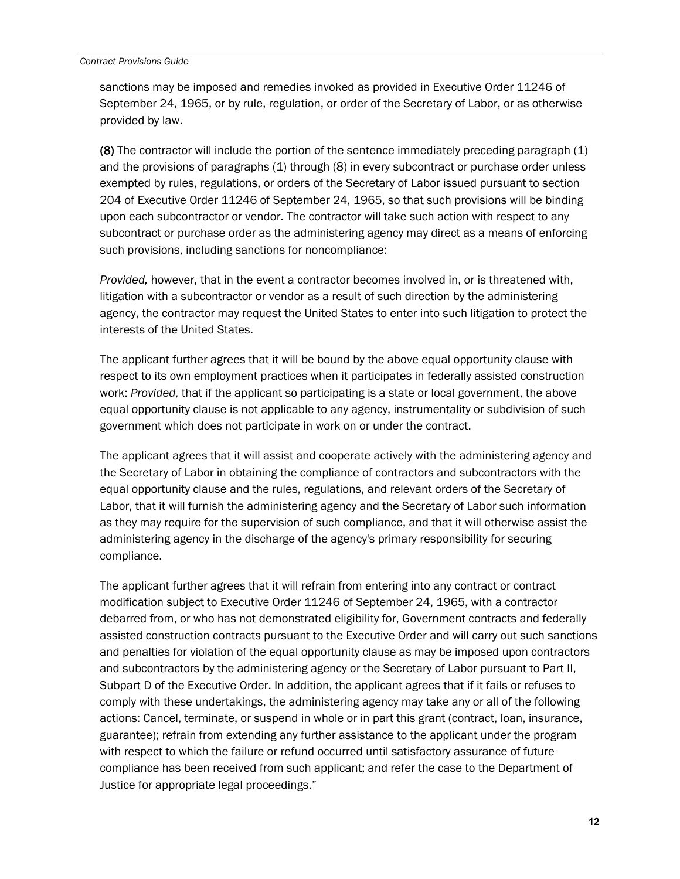sanctions may be imposed and remedies invoked as provided in Executive Order 11246 of September 24, 1965, or by rule, regulation, or order of the Secretary of Labor, or as otherwise provided by law.

**(8)** The contractor will include the portion of the sentence immediately preceding paragraph (1) and the provisions of paragraphs (1) through (8) in every subcontract or purchase order unless exempted by rules, regulations, or orders of the Secretary of Labor issued pursuant to section 204 of Executive Order 11246 of September 24, 1965, so that such provisions will be binding upon each subcontractor or vendor. The contractor will take such action with respect to any subcontract or purchase order as the administering agency may direct as a means of enforcing such provisions, including sanctions for noncompliance:

*Provided,* however, that in the event a contractor becomes involved in, or is threatened with, litigation with a subcontractor or vendor as a result of such direction by the administering agency, the contractor may request the United States to enter into such litigation to protect the interests of the United States.

The applicant further agrees that it will be bound by the above equal opportunity clause with respect to its own employment practices when it participates in federally assisted construction work: *Provided,* that if the applicant so participating is a state or local government, the above equal opportunity clause is not applicable to any agency, instrumentality or subdivision of such government which does not participate in work on or under the contract.

The applicant agrees that it will assist and cooperate actively with the administering agency and the Secretary of Labor in obtaining the compliance of contractors and subcontractors with the equal opportunity clause and the rules, regulations, and relevant orders of the Secretary of Labor, that it will furnish the administering agency and the Secretary of Labor such information as they may require for the supervision of such compliance, and that it will otherwise assist the administering agency in the discharge of the agency's primary responsibility for securing compliance.

The applicant further agrees that it will refrain from entering into any contract or contract modification subject to Executive Order 11246 of September 24, 1965, with a contractor debarred from, or who has not demonstrated eligibility for, Government contracts and federally assisted construction contracts pursuant to the Executive Order and will carry out such sanctions and penalties for violation of the equal opportunity clause as may be imposed upon contractors and subcontractors by the administering agency or the Secretary of Labor pursuant to Part II, Subpart D of the Executive Order. In addition, the applicant agrees that if it fails or refuses to comply with these undertakings, the administering agency may take any or all of the following actions: Cancel, terminate, or suspend in whole or in part this grant (contract, loan, insurance, guarantee); refrain from extending any further assistance to the applicant under the program with respect to which the failure or refund occurred until satisfactory assurance of future compliance has been received from such applicant; and refer the case to the Department of Justice for appropriate legal proceedings."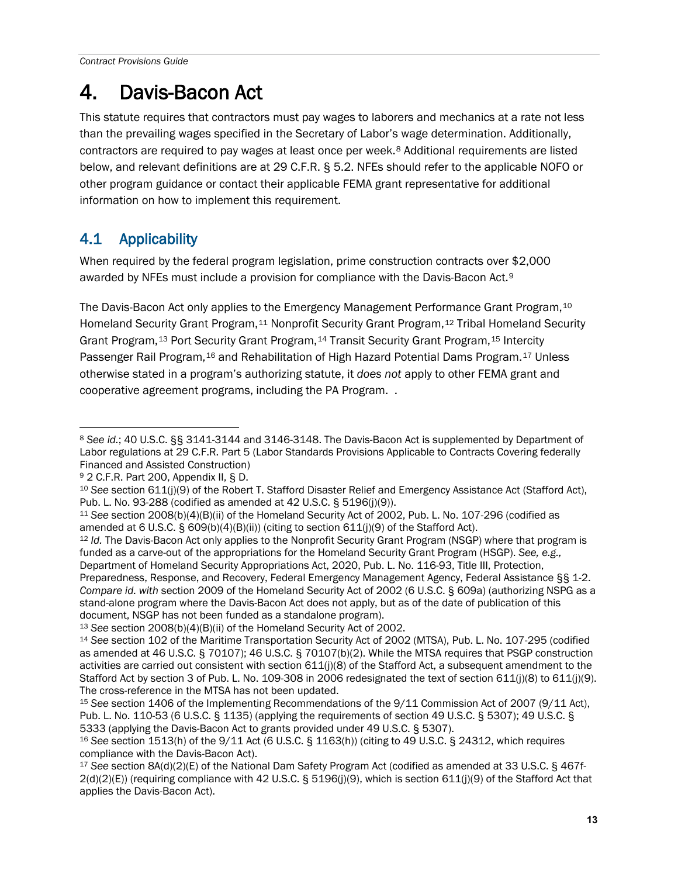# 4. Davis-Bacon Act

This statute requires that contractors must pay wages to laborers and mechanics at a rate not less than the prevailing wages specified in the Secretary of Labor's wage determination. Additionally, contractors are required to pay wages at least once per week.[8] Additional requirements are listed below, and relevant definitions are at 29 C.F.R. § 5.2. NFEs should refer to the applicable NOFO or other program guidance or contact their applicable FEMA grant representative for additional information on how to implement this requirement.

## 4.1 Applicability

When required by the federal program legislation, prime construction contracts over $2,000 awarded by NFEs must include a provision for compliance with the Davis-Bacon Act.[9]

The Davis-Bacon Act only applies to the Emergency Management Performance Grant Program,[10] Homeland Security Grant Program,[11] Nonprofit Security Grant Program,[12] Tribal Homeland Security Grant Program,[13] Port Security Grant Program,[14] Transit Security Grant Program,[15] Intercity Passenger Rail Program,[16] and Rehabilitation of High Hazard Potential Dams Program.[17] Unless otherwise stated in a program's authorizing statute, it *does not* apply to other FEMA grant and cooperative agreement programs, including the PA Program. .

---

[8] *See id.*; 40 U.S.C. §§ 3141-3144 and 3146-3148. The Davis-Bacon Act is supplemented by Department of Labor regulations at 29 C.F.R. Part 5 (Labor Standards Provisions Applicable to Contracts Covering federally Financed and Assisted Construction)

[9] 2 C.F.R. Part 200, Appendix II, § D.

[10] *See* section 611(j)(9) of the Robert T. Stafford Disaster Relief and Emergency Assistance Act (Stafford Act), Pub. L. No. 93-288 (codified as amended at 42 U.S.C. § 5196(j)(9)).

[11] *See* section 2008(b)(4)(B)(ii) of the Homeland Security Act of 2002, Pub. L. No. 107-296 (codified as amended at 6 U.S.C. § 609(b)(4)(B)(ii)) (citing to section 611(j)(9) of the Stafford Act).

[12] *Id.* The Davis-Bacon Act only applies to the Nonprofit Security Grant Program (NSGP) where that program is funded as a carve-out of the appropriations for the Homeland Security Grant Program (HSGP). *See, e.g.,* Department of Homeland Security Appropriations Act, 2020, Pub. L. No. 116-93, Title III, Protection, Preparedness, Response, and Recovery, Federal Emergency Management Agency, Federal Assistance §§ 1-2. *Compare id. with* section 2009 of the Homeland Security Act of 2002 (6 U.S.C. § 609a) (authorizing NSPG as a stand-alone program where the Davis-Bacon Act does not apply, but as of the date of publication of this document, NSGP has not been funded as a standalone program).

[13] *See* section 2008(b)(4)(B)(ii) of the Homeland Security Act of 2002.

[14] *See* section 102 of the Maritime Transportation Security Act of 2002 (MTSA), Pub. L. No. 107-295 (codified as amended at 46 U.S.C. § 70107); 46 U.S.C. § 70107(b)(2). While the MTSA requires that PSGP construction activities are carried out consistent with section 611(j)(8) of the Stafford Act, a subsequent amendment to the Stafford Act by section 3 of Pub. L. No. 109-308 in 2006 redesignated the text of section 611(j)(8) to 611(j)(9). The cross-reference in the MTSA has not been updated.

[15] *See* section 1406 of the Implementing Recommendations of the 9/11 Commission Act of 2007 (9/11 Act), Pub. L. No. 110-53 (6 U.S.C. § 1135) (applying the requirements of section 49 U.S.C. § 5307); 49 U.S.C. § 5333 (applying the Davis-Bacon Act to grants provided under 49 U.S.C. § 5307).

[16] *See* section 1513(h) of the 9/11 Act (6 U.S.C. § 1163(h)) (citing to 49 U.S.C. § 24312, which requires compliance with the Davis-Bacon Act).

[17] *See* section 8A(d)(2)(E) of the National Dam Safety Program Act (codified as amended at 33 U.S.C. § 467f-2(d)(2)(E)) (requiring compliance with 42 U.S.C. § 5196(j)(9), which is section 611(j)(9) of the Stafford Act that applies the Davis-Bacon Act).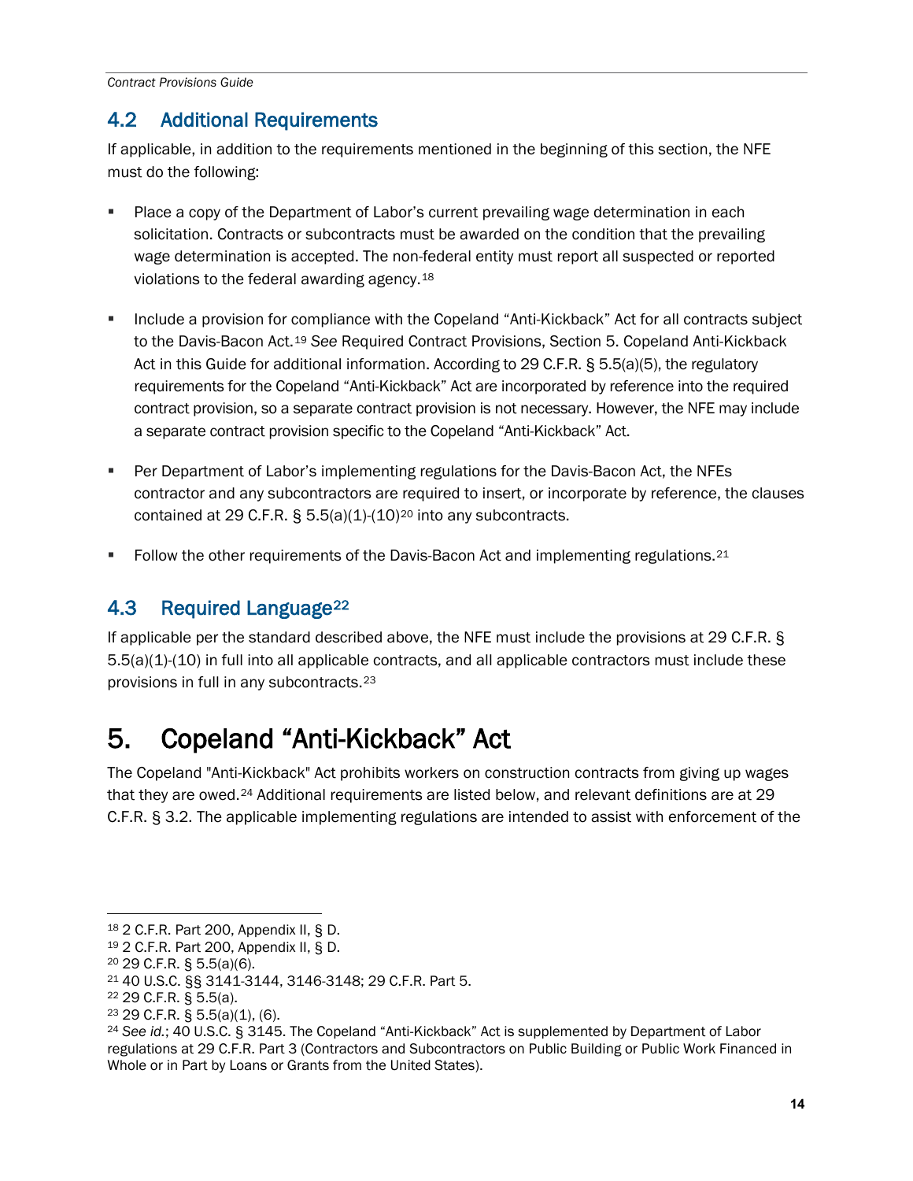## 4.2 Additional Requirements

If applicable, in addition to the requirements mentioned in the beginning of this section, the NFE must do the following:

- Place a copy of the Department of Labor's current prevailing wage determination in each solicitation. Contracts or subcontracts must be awarded on the condition that the prevailing wage determination is accepted. The non-federal entity must report all suspected or reported violations to the federal awarding agency.[18]

- Include a provision for compliance with the Copeland "Anti-Kickback" Act for all contracts subject to the Davis-Bacon Act.[19] *See* Required Contract Provisions, Section 5. Copeland Anti-Kickback Act in this Guide for additional information. According to 29 C.F.R. § 5.5(a)(5), the regulatory requirements for the Copeland "Anti-Kickback" Act are incorporated by reference into the required contract provision, so a separate contract provision is not necessary. However, the NFE may include a separate contract provision specific to the Copeland "Anti-Kickback" Act.

- Per Department of Labor's implementing regulations for the Davis-Bacon Act, the NFEs contractor and any subcontractors are required to insert, or incorporate by reference, the clauses contained at 29 C.F.R. § 5.5(a)(1)-(10)[20] into any subcontracts.

- Follow the other requirements of the Davis-Bacon Act and implementing regulations.[21]

## 4.3 Required Language[22]

If applicable per the standard described above, the NFE must include the provisions at 29 C.F.R. § 5.5(a)(1)-(10) in full into all applicable contracts, and all applicable contractors must include these provisions in full in any subcontracts.[23]

# 5. Copeland "Anti-Kickback" Act

The Copeland "Anti-Kickback" Act prohibits workers on construction contracts from giving up wages that they are owed.[24] Additional requirements are listed below, and relevant definitions are at 29 C.F.R. § 3.2. The applicable implementing regulations are intended to assist with enforcement of the

---

[18] 2 C.F.R. Part 200, Appendix II, § D.

[19] 2 C.F.R. Part 200, Appendix II, § D.

[20] 29 C.F.R. § 5.5(a)(6).

[21] 40 U.S.C. §§ 3141-3144, 3146-3148; 29 C.F.R. Part 5.

[22] 29 C.F.R. § 5.5(a).

[23] 29 C.F.R. § 5.5(a)(1), (6).

[24] *See id.*; 40 U.S.C. § 3145. The Copeland "Anti-Kickback" Act is supplemented by Department of Labor regulations at 29 C.F.R. Part 3 (Contractors and Subcontractors on Public Building or Public Work Financed in Whole or in Part by Loans or Grants from the United States).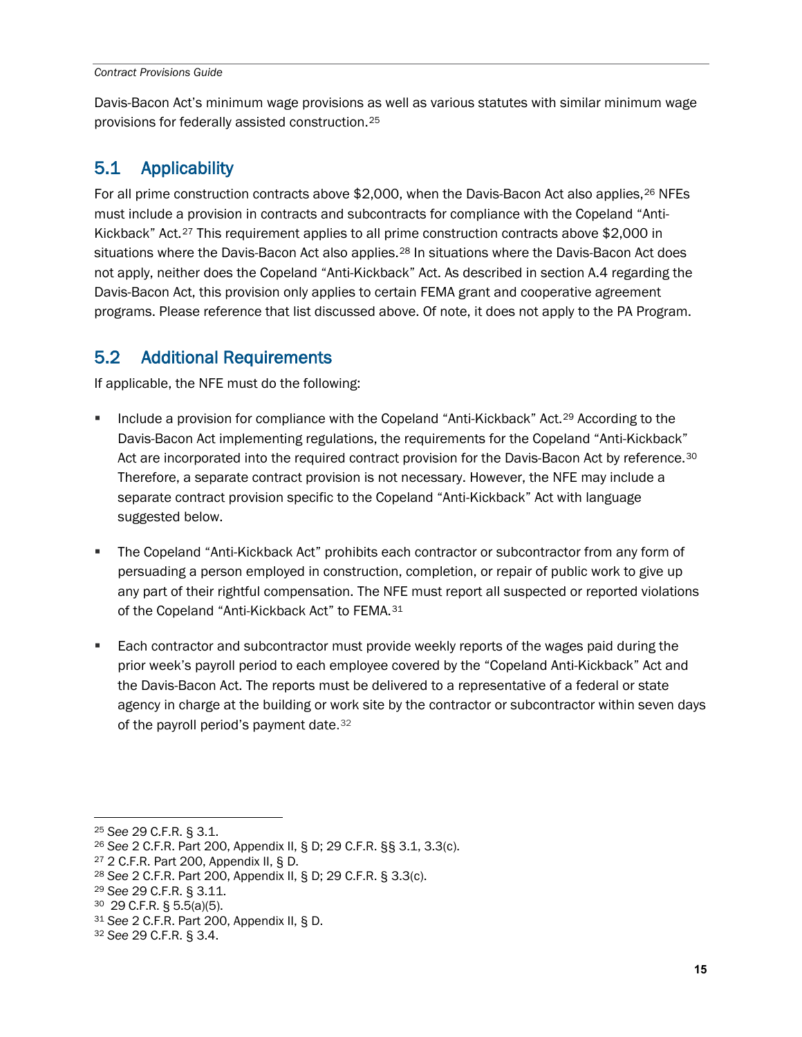Davis-Bacon Act's minimum wage provisions as well as various statutes with similar minimum wage provisions for federally assisted construction.[25]

## 5.1 Applicability

For all prime construction contracts above $2,000, when the Davis-Bacon Act also applies,[26] NFEs must include a provision in contracts and subcontracts for compliance with the Copeland "Anti-Kickback" Act.[27] This requirement applies to all prime construction contracts above $2,000 in situations where the Davis-Bacon Act also applies.[28] In situations where the Davis-Bacon Act does not apply, neither does the Copeland "Anti-Kickback" Act. As described in section A.4 regarding the Davis-Bacon Act, this provision only applies to certain FEMA grant and cooperative agreement programs. Please reference that list discussed above. Of note, it does not apply to the PA Program.

## 5.2 Additional Requirements

If applicable, the NFE must do the following:

- Include a provision for compliance with the Copeland "Anti-Kickback" Act.[29] According to the Davis-Bacon Act implementing regulations, the requirements for the Copeland "Anti-Kickback" Act are incorporated into the required contract provision for the Davis-Bacon Act by reference.[30] Therefore, a separate contract provision is not necessary. However, the NFE may include a separate contract provision specific to the Copeland "Anti-Kickback" Act with language suggested below.
- The Copeland "Anti-Kickback Act" prohibits each contractor or subcontractor from any form of persuading a person employed in construction, completion, or repair of public work to give up any part of their rightful compensation. The NFE must report all suspected or reported violations of the Copeland "Anti-Kickback Act" to FEMA.[31]
- Each contractor and subcontractor must provide weekly reports of the wages paid during the prior week's payroll period to each employee covered by the "Copeland Anti-Kickback" Act and the Davis-Bacon Act. The reports must be delivered to a representative of a federal or state agency in charge at the building or work site by the contractor or subcontractor within seven days of the payroll period's payment date.[32]

---

[25] *See* 29 C.F.R. § 3.1.
[26] *See* 2 C.F.R. Part 200, Appendix II, § D; 29 C.F.R. §§ 3.1, 3.3(c).
[27] 2 C.F.R. Part 200, Appendix II, § D.
[28] *See* 2 C.F.R. Part 200, Appendix II, § D; 29 C.F.R. § 3.3(c).
[29] *See* 29 C.F.R. § 3.11.
[30] 29 C.F.R. § 5.5(a)(5).
[31] *See* 2 C.F.R. Part 200, Appendix II, § D.
[32] *See* 29 C.F.R. § 3.4.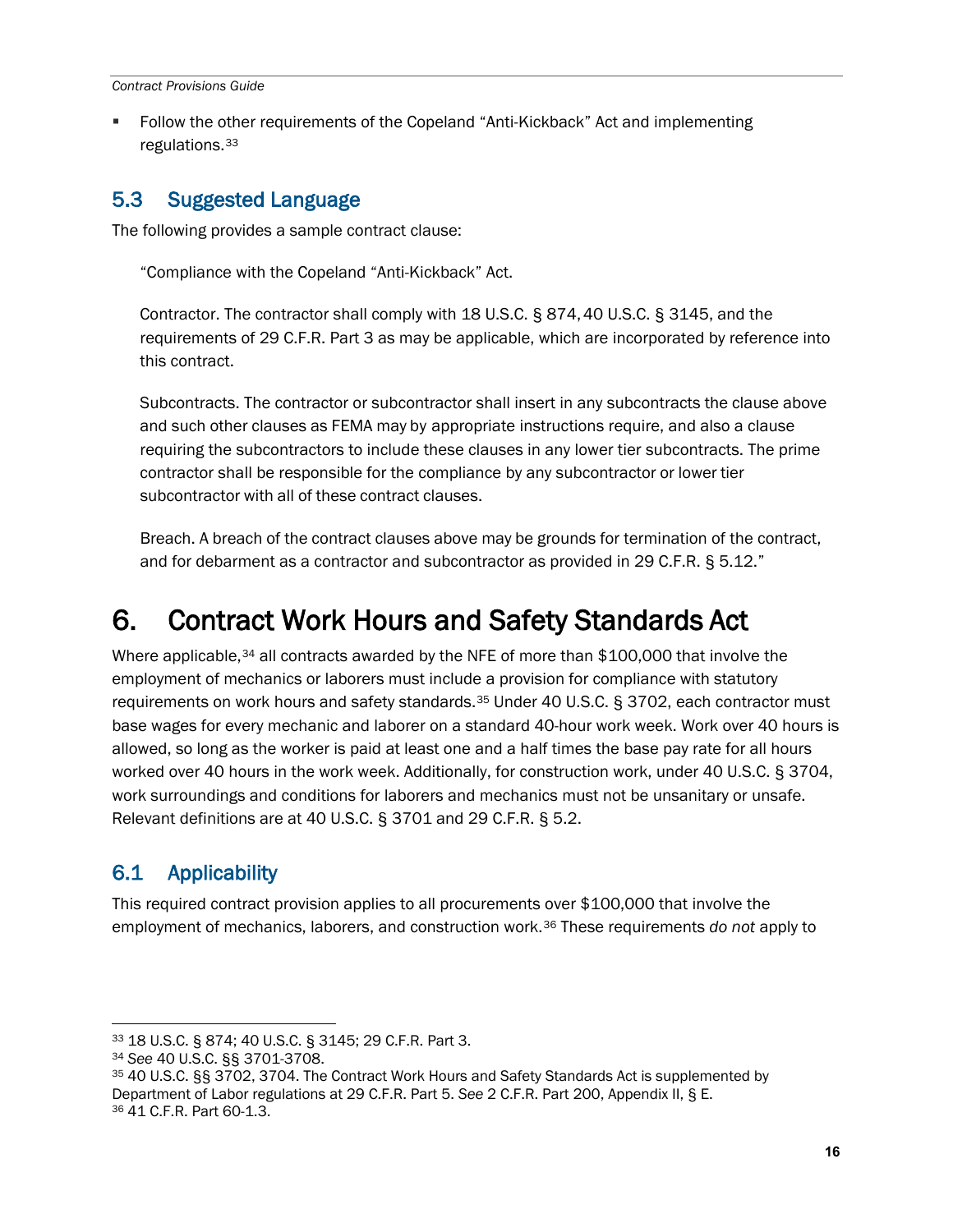- Follow the other requirements of the Copeland "Anti-Kickback" Act and implementing regulations.[33]

## 5.3 Suggested Language

The following provides a sample contract clause:

> "Compliance with the Copeland "Anti-Kickback" Act.
>
> Contractor. The contractor shall comply with 18 U.S.C. § 874, 40 U.S.C. § 3145, and the requirements of 29 C.F.R. Part 3 as may be applicable, which are incorporated by reference into this contract.
>
> Subcontracts. The contractor or subcontractor shall insert in any subcontracts the clause above and such other clauses as FEMA may by appropriate instructions require, and also a clause requiring the subcontractors to include these clauses in any lower tier subcontracts. The prime contractor shall be responsible for the compliance by any subcontractor or lower tier subcontractor with all of these contract clauses.
>
> Breach. A breach of the contract clauses above may be grounds for termination of the contract, and for debarment as a contractor and subcontractor as provided in 29 C.F.R. § 5.12."

# 6. Contract Work Hours and Safety Standards Act

Where applicable,[34] all contracts awarded by the NFE of more than $100,000 that involve the employment of mechanics or laborers must include a provision for compliance with statutory requirements on work hours and safety standards.[35] Under 40 U.S.C. § 3702, each contractor must base wages for every mechanic and laborer on a standard 40-hour work week. Work over 40 hours is allowed, so long as the worker is paid at least one and a half times the base pay rate for all hours worked over 40 hours in the work week. Additionally, for construction work, under 40 U.S.C. § 3704, work surroundings and conditions for laborers and mechanics must not be unsanitary or unsafe. Relevant definitions are at 40 U.S.C. § 3701 and 29 C.F.R. § 5.2.

## 6.1 Applicability

This required contract provision applies to all procurements over $100,000 that involve the employment of mechanics, laborers, and construction work.[36] These requirements *do not* apply to

---

[33] 18 U.S.C. § 874; 40 U.S.C. § 3145; 29 C.F.R. Part 3.

[34] *See* 40 U.S.C. §§ 3701-3708.

[35] 40 U.S.C. §§ 3702, 3704. The Contract Work Hours and Safety Standards Act is supplemented by Department of Labor regulations at 29 C.F.R. Part 5. *See* 2 C.F.R. Part 200, Appendix II, § E.

[36] 41 C.F.R. Part 60-1.3.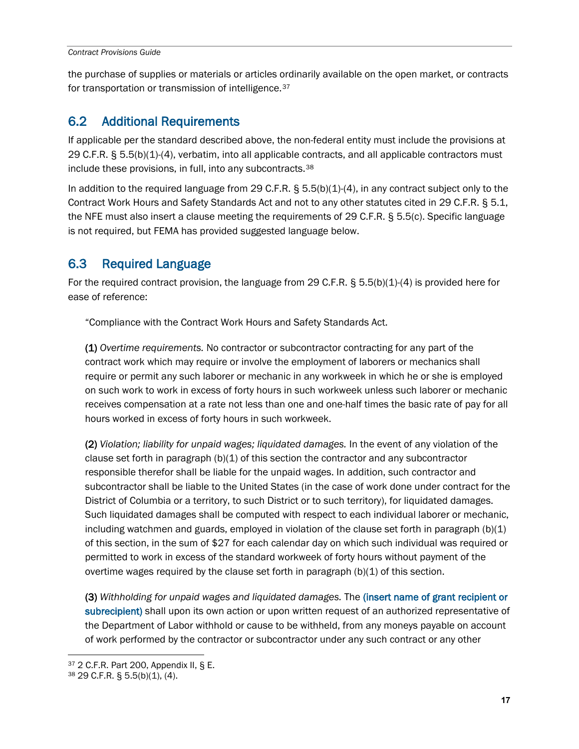the purchase of supplies or materials or articles ordinarily available on the open market, or contracts for transportation or transmission of intelligence.[37]

## 6.2 Additional Requirements

If applicable per the standard described above, the non-federal entity must include the provisions at 29 C.F.R. § 5.5(b)(1)-(4), verbatim, into all applicable contracts, and all applicable contractors must include these provisions, in full, into any subcontracts.[38]

In addition to the required language from 29 C.F.R. § 5.5(b)(1)-(4), in any contract subject only to the Contract Work Hours and Safety Standards Act and not to any other statutes cited in 29 C.F.R. § 5.1, the NFE must also insert a clause meeting the requirements of 29 C.F.R. § 5.5(c). Specific language is not required, but FEMA has provided suggested language below.

## 6.3 Required Language

For the required contract provision, the language from 29 C.F.R. § 5.5(b)(1)-(4) is provided here for ease of reference:

> "Compliance with the Contract Work Hours and Safety Standards Act.
>
> **(1)** *Overtime requirements.* No contractor or subcontractor contracting for any part of the contract work which may require or involve the employment of laborers or mechanics shall require or permit any such laborer or mechanic in any workweek in which he or she is employed on such work to work in excess of forty hours in such workweek unless such laborer or mechanic receives compensation at a rate not less than one and one-half times the basic rate of pay for all hours worked in excess of forty hours in such workweek.
>
> **(2)** *Violation; liability for unpaid wages; liquidated damages.* In the event of any violation of the clause set forth in paragraph (b)(1) of this section the contractor and any subcontractor responsible therefor shall be liable for the unpaid wages. In addition, such contractor and subcontractor shall be liable to the United States (in the case of work done under contract for the District of Columbia or a territory, to such District or to such territory), for liquidated damages. Such liquidated damages shall be computed with respect to each individual laborer or mechanic, including watchmen and guards, employed in violation of the clause set forth in paragraph (b)(1) of this section, in the sum of $27 for each calendar day on which such individual was required or permitted to work in excess of the standard workweek of forty hours without payment of the overtime wages required by the clause set forth in paragraph (b)(1) of this section.
>
> **(3)** *Withholding for unpaid wages and liquidated damages.* The (insert name of grant recipient or subrecipient) shall upon its own action or upon written request of an authorized representative of the Department of Labor withhold or cause to be withheld, from any moneys payable on account of work performed by the contractor or subcontractor under any such contract or any other

[37] 2 C.F.R. Part 200, Appendix II, § E.

[38] 29 C.F.R. § 5.5(b)(1), (4).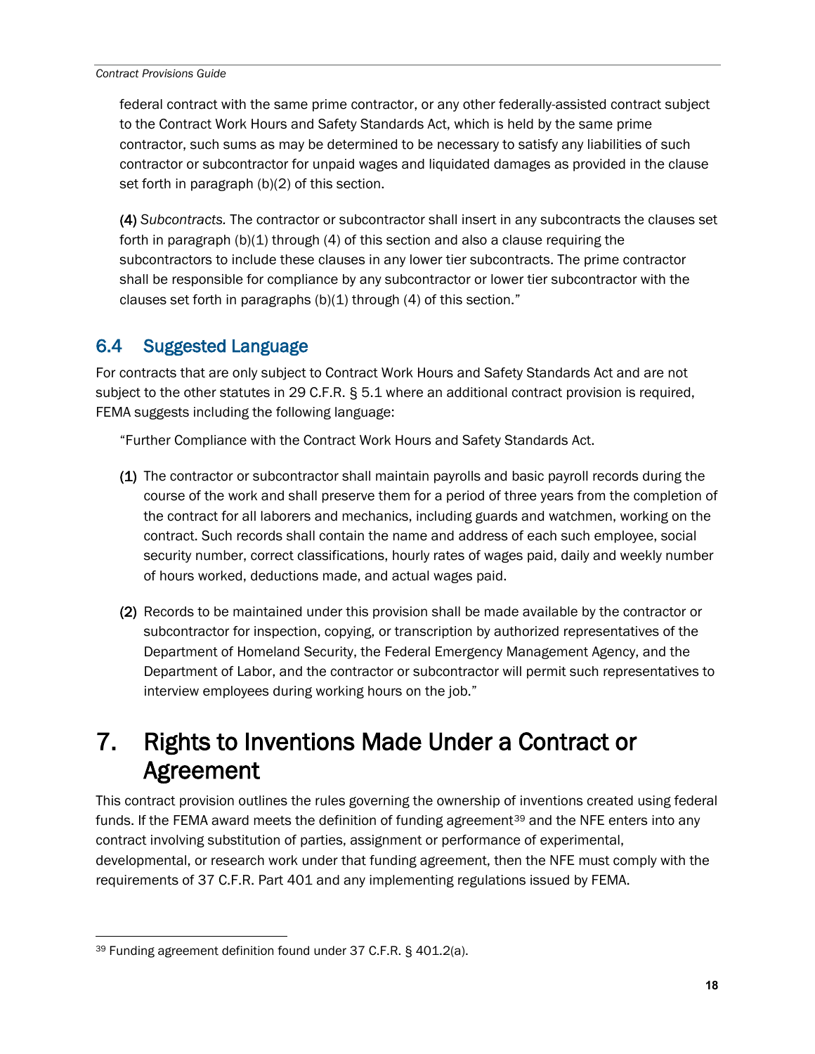federal contract with the same prime contractor, or any other federally-assisted contract subject to the Contract Work Hours and Safety Standards Act, which is held by the same prime contractor, such sums as may be determined to be necessary to satisfy any liabilities of such contractor or subcontractor for unpaid wages and liquidated damages as provided in the clause set forth in paragraph (b)(2) of this section.

(4) *Subcontracts.* The contractor or subcontractor shall insert in any subcontracts the clauses set forth in paragraph (b)(1) through (4) of this section and also a clause requiring the subcontractors to include these clauses in any lower tier subcontracts. The prime contractor shall be responsible for compliance by any subcontractor or lower tier subcontractor with the clauses set forth in paragraphs (b)(1) through (4) of this section."

## 6.4 Suggested Language

For contracts that are only subject to Contract Work Hours and Safety Standards Act and are not subject to the other statutes in 29 C.F.R. § 5.1 where an additional contract provision is required, FEMA suggests including the following language:

"Further Compliance with the Contract Work Hours and Safety Standards Act.

(1) The contractor or subcontractor shall maintain payrolls and basic payroll records during the course of the work and shall preserve them for a period of three years from the completion of the contract for all laborers and mechanics, including guards and watchmen, working on the contract. Such records shall contain the name and address of each such employee, social security number, correct classifications, hourly rates of wages paid, daily and weekly number of hours worked, deductions made, and actual wages paid.

(2) Records to be maintained under this provision shall be made available by the contractor or subcontractor for inspection, copying, or transcription by authorized representatives of the Department of Homeland Security, the Federal Emergency Management Agency, and the Department of Labor, and the contractor or subcontractor will permit such representatives to interview employees during working hours on the job."

# 7. Rights to Inventions Made Under a Contract or Agreement

This contract provision outlines the rules governing the ownership of inventions created using federal funds. If the FEMA award meets the definition of funding agreement[39] and the NFE enters into any contract involving substitution of parties, assignment or performance of experimental, developmental, or research work under that funding agreement, then the NFE must comply with the requirements of 37 C.F.R. Part 401 and any implementing regulations issued by FEMA.

[39] Funding agreement definition found under 37 C.F.R. § 401.2(a).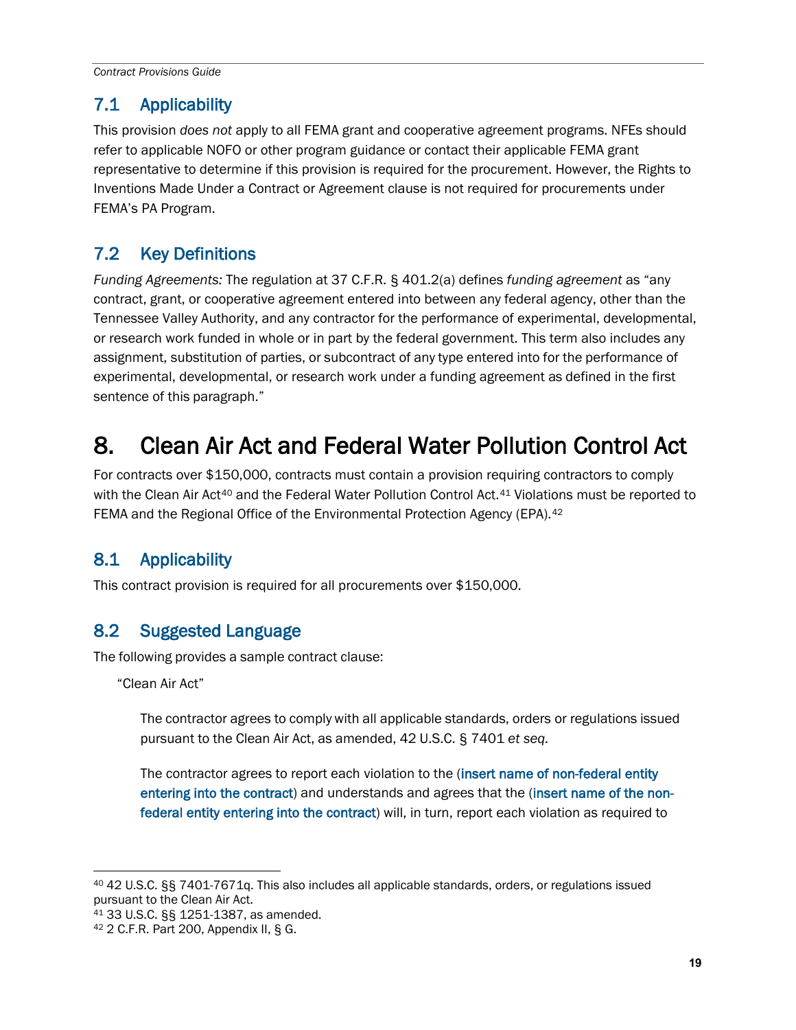## 7.1 Applicability

This provision *does not* apply to all FEMA grant and cooperative agreement programs. NFEs should refer to applicable NOFO or other program guidance or contact their applicable FEMA grant representative to determine if this provision is required for the procurement. However, the Rights to Inventions Made Under a Contract or Agreement clause is not required for procurements under FEMA's PA Program.

## 7.2 Key Definitions

*Funding Agreements:* The regulation at 37 C.F.R. § 401.2(a) defines *funding agreement* as "any contract, grant, or cooperative agreement entered into between any federal agency, other than the Tennessee Valley Authority, and any contractor for the performance of experimental, developmental, or research work funded in whole or in part by the federal government. This term also includes any assignment, substitution of parties, or subcontract of any type entered into for the performance of experimental, developmental, or research work under a funding agreement as defined in the first sentence of this paragraph."

# 8. Clean Air Act and Federal Water Pollution Control Act

For contracts over $150,000, contracts must contain a provision requiring contractors to comply with the Clean Air Act[40] and the Federal Water Pollution Control Act.[41] Violations must be reported to FEMA and the Regional Office of the Environmental Protection Agency (EPA).[42]

## 8.1 Applicability

This contract provision is required for all procurements over $150,000.

## 8.2 Suggested Language

The following provides a sample contract clause:

"Clean Air Act"

> The contractor agrees to comply with all applicable standards, orders or regulations issued pursuant to the Clean Air Act, as amended, 42 U.S.C. § 7401 *et seq.*
>
> The contractor agrees to report each violation to the (insert name of non-federal entity entering into the contract) and understands and agrees that the (insert name of the non-federal entity entering into the contract) will, in turn, report each violation as required to

---

[40] 42 U.S.C. §§ 7401-7671q. This also includes all applicable standards, orders, or regulations issued pursuant to the Clean Air Act.

[41] 33 U.S.C. §§ 1251-1387, as amended.

[42] 2 C.F.R. Part 200, Appendix II, § G.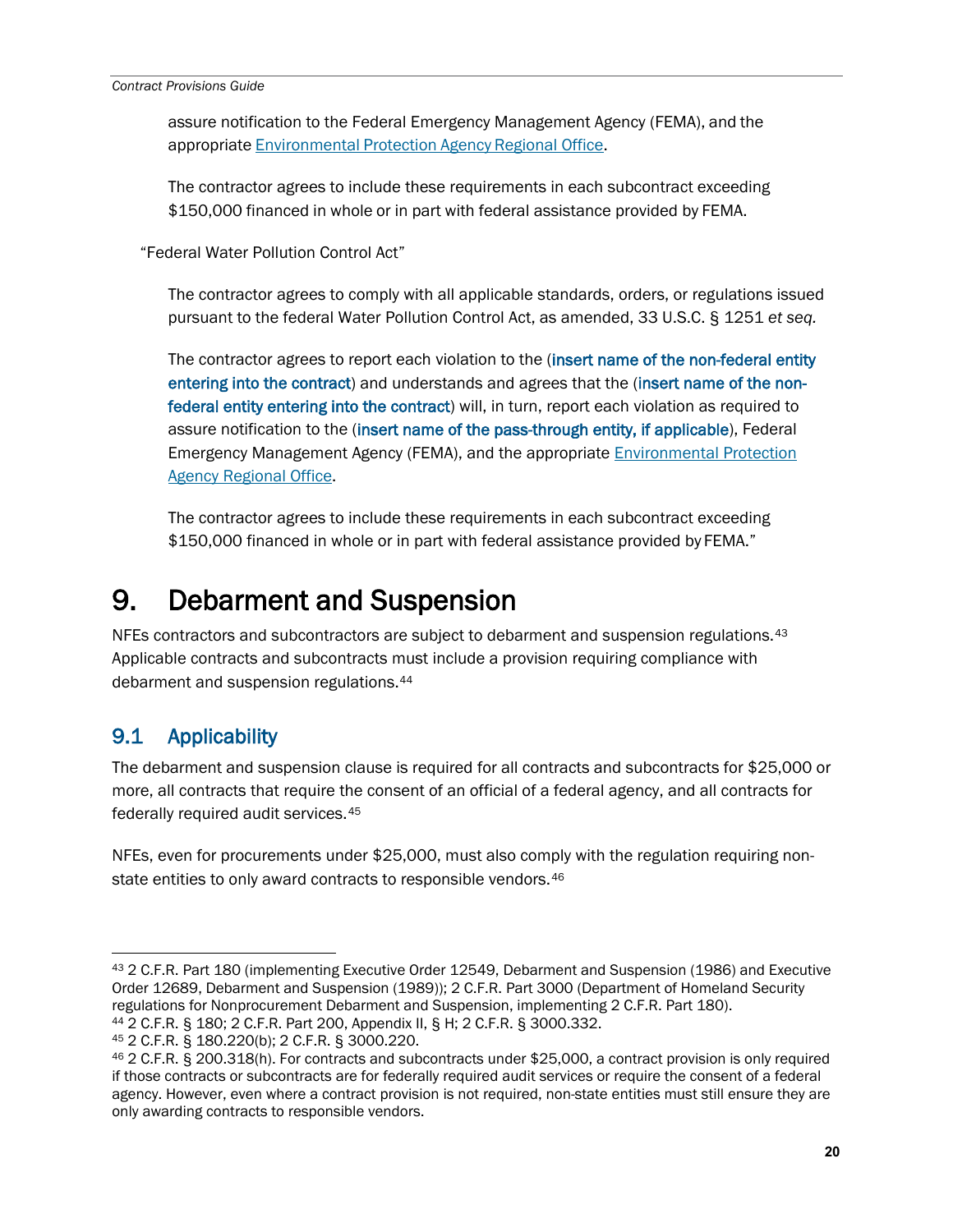assure notification to the Federal Emergency Management Agency (FEMA), and the appropriate Environmental Protection Agency Regional Office.

The contractor agrees to include these requirements in each subcontract exceeding $150,000 financed in whole or in part with federal assistance provided by FEMA.

"Federal Water Pollution Control Act"

The contractor agrees to comply with all applicable standards, orders, or regulations issued pursuant to the federal Water Pollution Control Act, as amended, 33 U.S.C. § 1251 *et seq.*

The contractor agrees to report each violation to the (**insert name of the non-federal entity entering into the contract**) and understands and agrees that the (**insert name of the non-federal entity entering into the contract**) will, in turn, report each violation as required to assure notification to the (**insert name of the pass-through entity, if applicable**), Federal Emergency Management Agency (FEMA), and the appropriate Environmental Protection Agency Regional Office.

The contractor agrees to include these requirements in each subcontract exceeding $150,000 financed in whole or in part with federal assistance provided by FEMA."

# 9. Debarment and Suspension

NFEs contractors and subcontractors are subject to debarment and suspension regulations.[43] Applicable contracts and subcontracts must include a provision requiring compliance with debarment and suspension regulations.[44]

## 9.1 Applicability

The debarment and suspension clause is required for all contracts and subcontracts for $25,000 or more, all contracts that require the consent of an official of a federal agency, and all contracts for federally required audit services.[45]

NFEs, even for procurements under $25,000, must also comply with the regulation requiring non-state entities to only award contracts to responsible vendors.[46]

---

[43] 2 C.F.R. Part 180 (implementing Executive Order 12549, Debarment and Suspension (1986) and Executive Order 12689, Debarment and Suspension (1989)); 2 C.F.R. Part 3000 (Department of Homeland Security regulations for Nonprocurement Debarment and Suspension, implementing 2 C.F.R. Part 180).

[44] 2 C.F.R. § 180; 2 C.F.R. Part 200, Appendix II, § H; 2 C.F.R. § 3000.332.

[45] 2 C.F.R. § 180.220(b); 2 C.F.R. § 3000.220.

[46] 2 C.F.R. § 200.318(h). For contracts and subcontracts under $25,000, a contract provision is only required if those contracts or subcontracts are for federally required audit services or require the consent of a federal agency. However, even where a contract provision is not required, non-state entities must still ensure they are only awarding contracts to responsible vendors.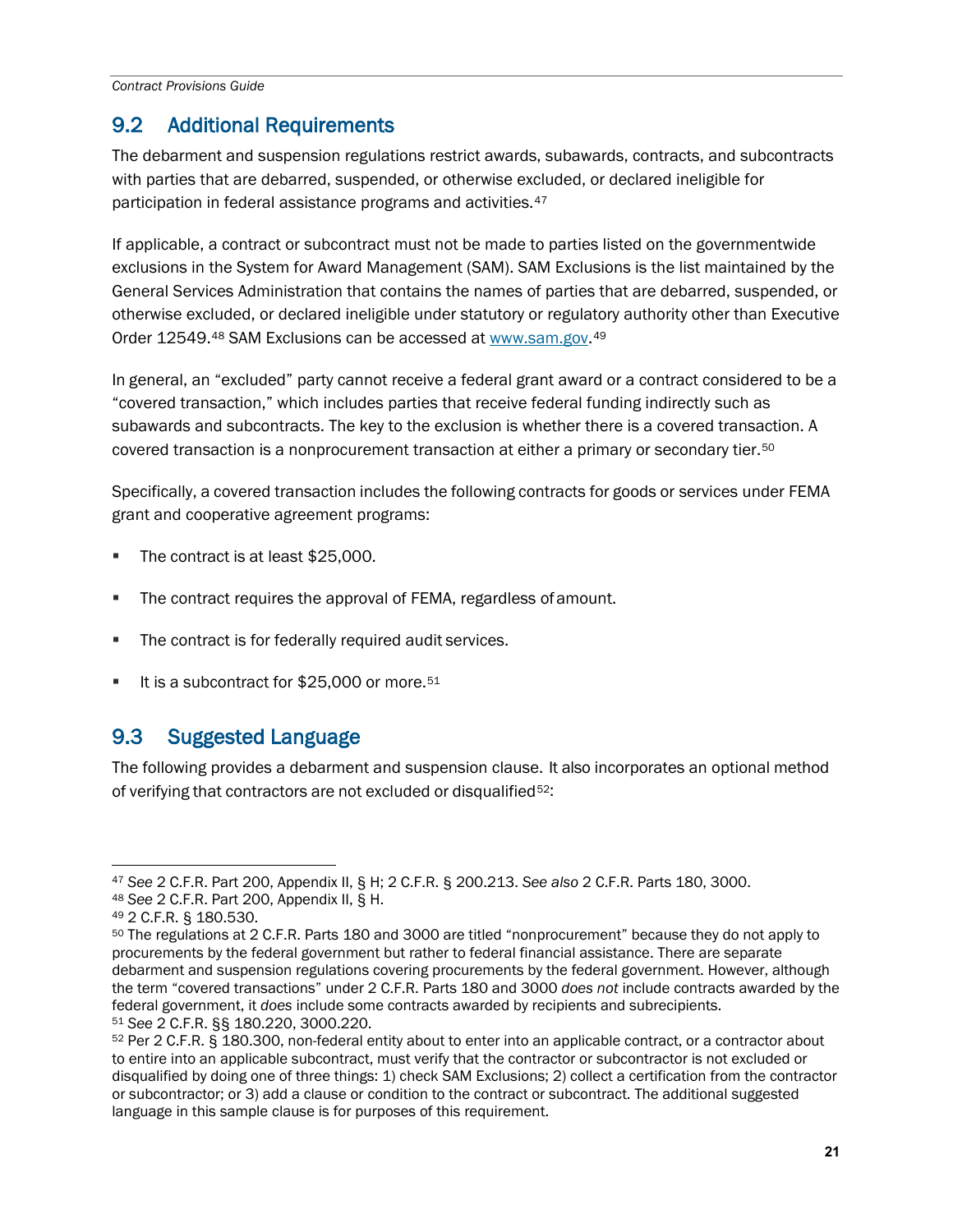## 9.2 Additional Requirements

The debarment and suspension regulations restrict awards, subawards, contracts, and subcontracts with parties that are debarred, suspended, or otherwise excluded, or declared ineligible for participation in federal assistance programs and activities.[47]

If applicable, a contract or subcontract must not be made to parties listed on the governmentwide exclusions in the System for Award Management (SAM). SAM Exclusions is the list maintained by the General Services Administration that contains the names of parties that are debarred, suspended, or otherwise excluded, or declared ineligible under statutory or regulatory authority other than Executive Order 12549.[48] SAM Exclusions can be accessed at [www.sam.gov](http://www.sam.gov).[49]

In general, an "excluded" party cannot receive a federal grant award or a contract considered to be a "covered transaction," which includes parties that receive federal funding indirectly such as subawards and subcontracts. The key to the exclusion is whether there is a covered transaction. A covered transaction is a nonprocurement transaction at either a primary or secondary tier.[50]

Specifically, a covered transaction includes the following contracts for goods or services under FEMA grant and cooperative agreement programs:

- The contract is at least $25,000.
- The contract requires the approval of FEMA, regardless of amount.
- The contract is for federally required audit services.
- It is a subcontract for $25,000 or more.[51]

## 9.3 Suggested Language

The following provides a debarment and suspension clause. It also incorporates an optional method of verifying that contractors are not excluded or disqualified[52]:

---

[47] *See* 2 C.F.R. Part 200, Appendix II, § H; 2 C.F.R. § 200.213. *See also* 2 C.F.R. Parts 180, 3000.

[48] *See* 2 C.F.R. Part 200, Appendix II, § H.

[49] 2 C.F.R. § 180.530.

[50] The regulations at 2 C.F.R. Parts 180 and 3000 are titled "nonprocurement" because they do not apply to procurements by the federal government but rather to federal financial assistance. There are separate debarment and suspension regulations covering procurements by the federal government. However, although the term "covered transactions" under 2 C.F.R. Parts 180 and 3000 *does not* include contracts awarded by the federal government, it *does* include some contracts awarded by recipients and subrecipients.

[51] *See* 2 C.F.R. §§ 180.220, 3000.220.

[52] Per 2 C.F.R. § 180.300, non-federal entity about to enter into an applicable contract, or a contractor about to entire into an applicable subcontract, must verify that the contractor or subcontractor is not excluded or disqualified by doing one of three things: 1) check SAM Exclusions; 2) collect a certification from the contractor or subcontractor; or 3) add a clause or condition to the contract or subcontract. The additional suggested language in this sample clause is for purposes of this requirement.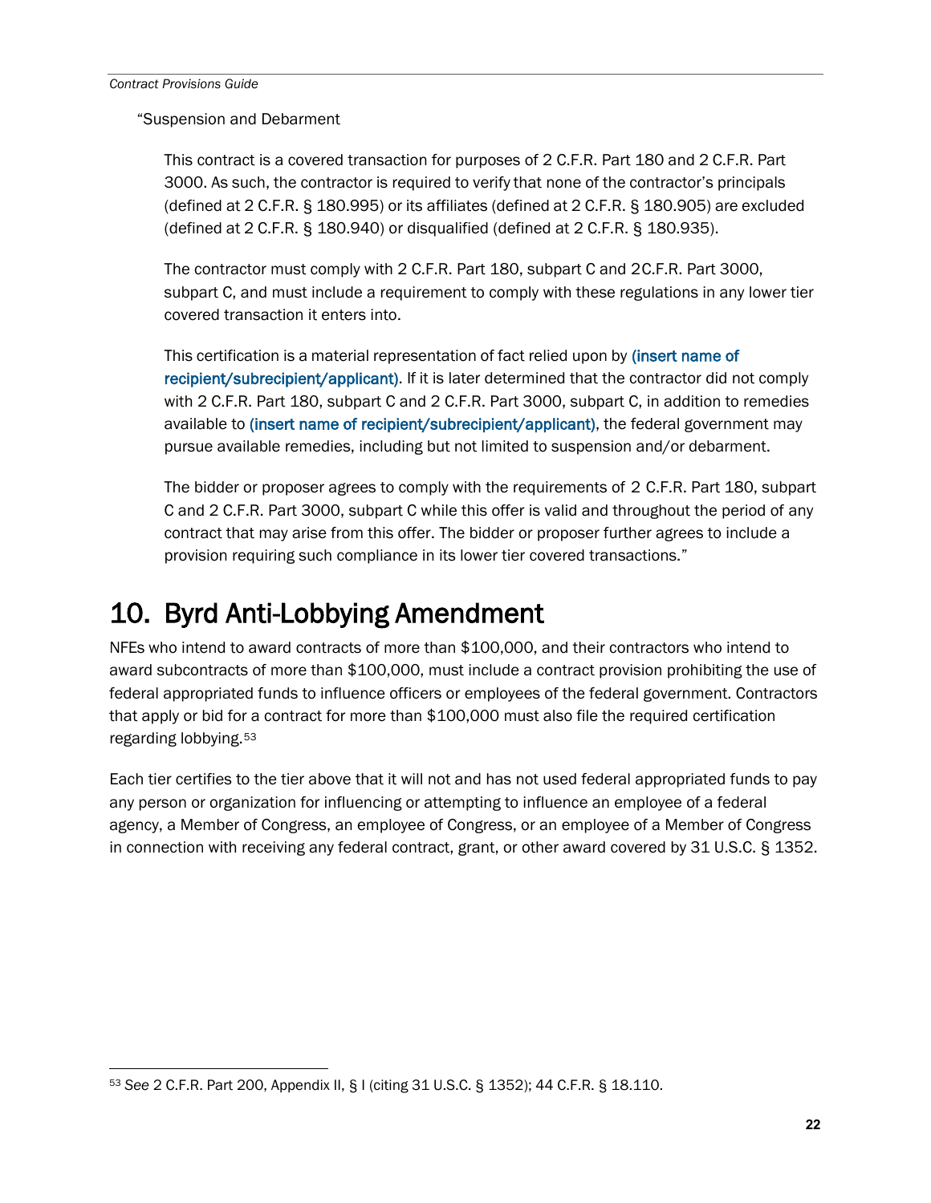“Suspension and Debarment

> This contract is a covered transaction for purposes of 2 C.F.R. Part 180 and 2 C.F.R. Part 3000. As such, the contractor is required to verify that none of the contractor’s principals (defined at 2 C.F.R. § 180.995) or its affiliates (defined at 2 C.F.R. § 180.905) are excluded (defined at 2 C.F.R. § 180.940) or disqualified (defined at 2 C.F.R. § 180.935).
>
> The contractor must comply with 2 C.F.R. Part 180, subpart C and 2C.F.R. Part 3000, subpart C, and must include a requirement to comply with these regulations in any lower tier covered transaction it enters into.
>
> This certification is a material representation of fact relied upon by (insert name of recipient/subrecipient/applicant). If it is later determined that the contractor did not comply with 2 C.F.R. Part 180, subpart C and 2 C.F.R. Part 3000, subpart C, in addition to remedies available to (insert name of recipient/subrecipient/applicant), the federal government may pursue available remedies, including but not limited to suspension and/or debarment.
>
> The bidder or proposer agrees to comply with the requirements of 2 C.F.R. Part 180, subpart C and 2 C.F.R. Part 3000, subpart C while this offer is valid and throughout the period of any contract that may arise from this offer. The bidder or proposer further agrees to include a provision requiring such compliance in its lower tier covered transactions.”

# 10. Byrd Anti-Lobbying Amendment

NFEs who intend to award contracts of more than $100,000, and their contractors who intend to award subcontracts of more than $100,000, must include a contract provision prohibiting the use of federal appropriated funds to influence officers or employees of the federal government. Contractors that apply or bid for a contract for more than $100,000 must also file the required certification regarding lobbying.[53]

Each tier certifies to the tier above that it will not and has not used federal appropriated funds to pay any person or organization for influencing or attempting to influence an employee of a federal agency, a Member of Congress, an employee of Congress, or an employee of a Member of Congress in connection with receiving any federal contract, grant, or other award covered by 31 U.S.C. § 1352.

---

[53] *See* 2 C.F.R. Part 200, Appendix II, § I (citing 31 U.S.C. § 1352); 44 C.F.R. § 18.110.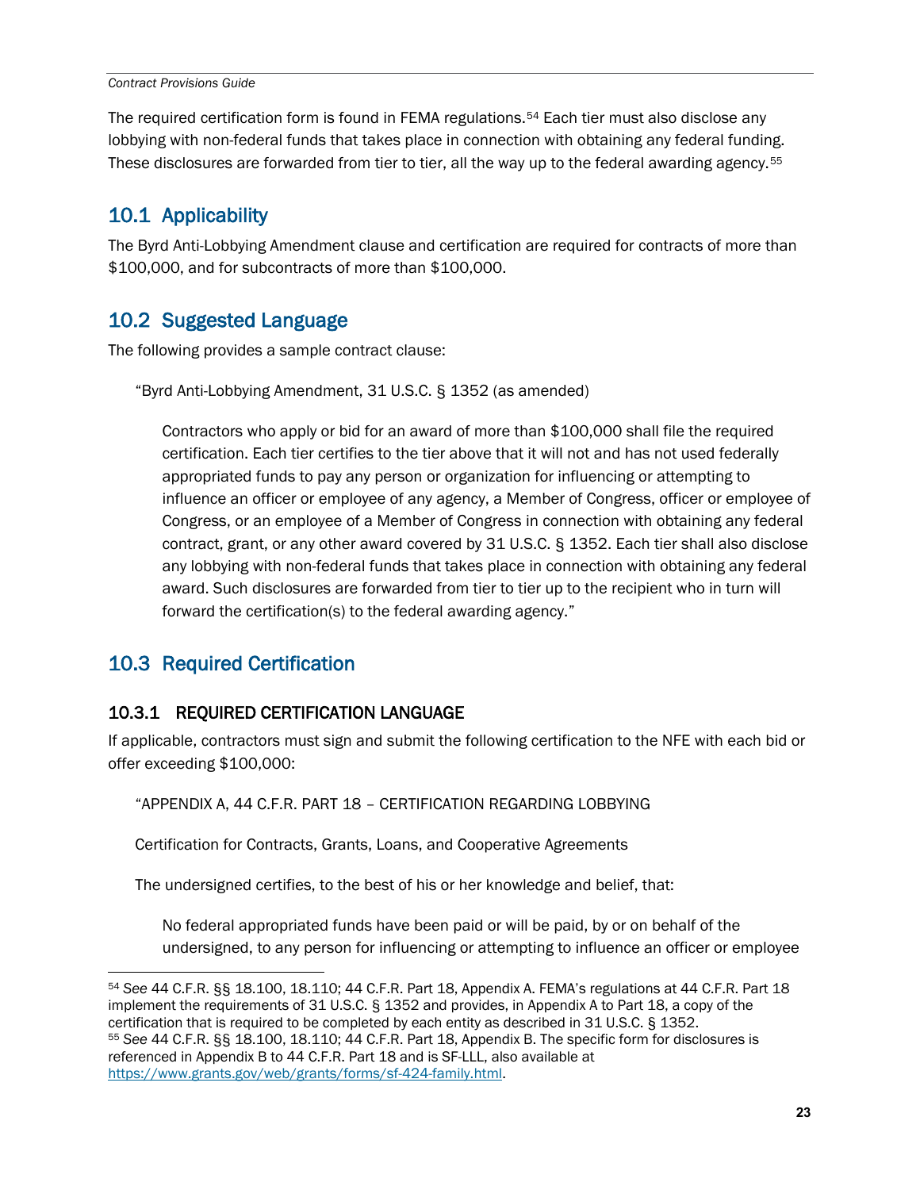The required certification form is found in FEMA regulations.[54] Each tier must also disclose any lobbying with non-federal funds that takes place in connection with obtaining any federal funding. These disclosures are forwarded from tier to tier, all the way up to the federal awarding agency.[55]

## 10.1 Applicability

The Byrd Anti-Lobbying Amendment clause and certification are required for contracts of more than $100,000, and for subcontracts of more than $100,000.

## 10.2 Suggested Language

The following provides a sample contract clause:

> "Byrd Anti-Lobbying Amendment, 31 U.S.C. § 1352 (as amended)
>
> > Contractors who apply or bid for an award of more than $100,000 shall file the required certification. Each tier certifies to the tier above that it will not and has not used federally appropriated funds to pay any person or organization for influencing or attempting to influence an officer or employee of any agency, a Member of Congress, officer or employee of Congress, or an employee of a Member of Congress in connection with obtaining any federal contract, grant, or any other award covered by 31 U.S.C. § 1352. Each tier shall also disclose any lobbying with non-federal funds that takes place in connection with obtaining any federal award. Such disclosures are forwarded from tier to tier up to the recipient who in turn will forward the certification(s) to the federal awarding agency."

## 10.3 Required Certification

### 10.3.1 REQUIRED CERTIFICATION LANGUAGE

If applicable, contractors must sign and submit the following certification to the NFE with each bid or offer exceeding $100,000:

> "APPENDIX A, 44 C.F.R. PART 18 – CERTIFICATION REGARDING LOBBYING
>
> Certification for Contracts, Grants, Loans, and Cooperative Agreements
>
> The undersigned certifies, to the best of his or her knowledge and belief, that:
>
> > No federal appropriated funds have been paid or will be paid, by or on behalf of the undersigned, to any person for influencing or attempting to influence an officer or employee

---

[54] *See* 44 C.F.R. §§ 18.100, 18.110; 44 C.F.R. Part 18, Appendix A. FEMA's regulations at 44 C.F.R. Part 18 implement the requirements of 31 U.S.C. § 1352 and provides, in Appendix A to Part 18, a copy of the certification that is required to be completed by each entity as described in 31 U.S.C. § 1352.

[55] *See* 44 C.F.R. §§ 18.100, 18.110; 44 C.F.R. Part 18, Appendix B. The specific form for disclosures is referenced in Appendix B to 44 C.F.R. Part 18 and is SF-LLL, also available at https://www.grants.gov/web/grants/forms/sf-424-family.html.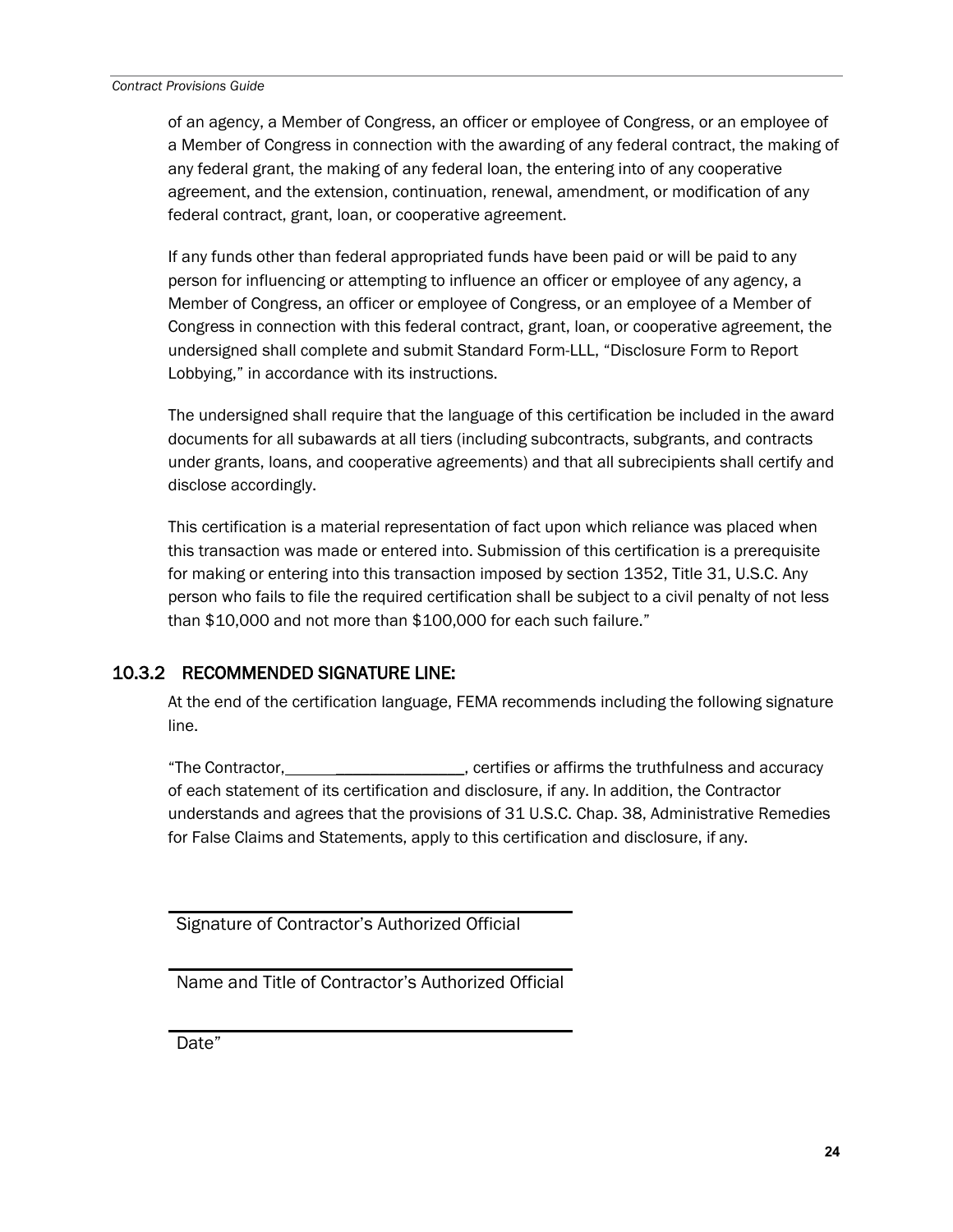of an agency, a Member of Congress, an officer or employee of Congress, or an employee of a Member of Congress in connection with the awarding of any federal contract, the making of any federal grant, the making of any federal loan, the entering into of any cooperative agreement, and the extension, continuation, renewal, amendment, or modification of any federal contract, grant, loan, or cooperative agreement.

If any funds other than federal appropriated funds have been paid or will be paid to any person for influencing or attempting to influence an officer or employee of any agency, a Member of Congress, an officer or employee of Congress, or an employee of a Member of Congress in connection with this federal contract, grant, loan, or cooperative agreement, the undersigned shall complete and submit Standard Form-LLL, "Disclosure Form to Report Lobbying," in accordance with its instructions.

The undersigned shall require that the language of this certification be included in the award documents for all subawards at all tiers (including subcontracts, subgrants, and contracts under grants, loans, and cooperative agreements) and that all subrecipients shall certify and disclose accordingly.

This certification is a material representation of fact upon which reliance was placed when this transaction was made or entered into. Submission of this certification is a prerequisite for making or entering into this transaction imposed by section 1352, Title 31, U.S.C. Any person who fails to file the required certification shall be subject to a civil penalty of not less than $10,000 and not more than $100,000 for each such failure."

### 10.3.2 RECOMMENDED SIGNATURE LINE:

At the end of the certification language, FEMA recommends including the following signature line.

"The Contractor, ______________________, certifies or affirms the truthfulness and accuracy of each statement of its certification and disclosure, if any. In addition, the Contractor understands and agrees that the provisions of 31 U.S.C. Chap. 38, Administrative Remedies for False Claims and Statements, apply to this certification and disclosure, if any.

______________________________________
Signature of Contractor's Authorized Official

______________________________________
Name and Title of Contractor's Authorized Official

______________________________________
Date"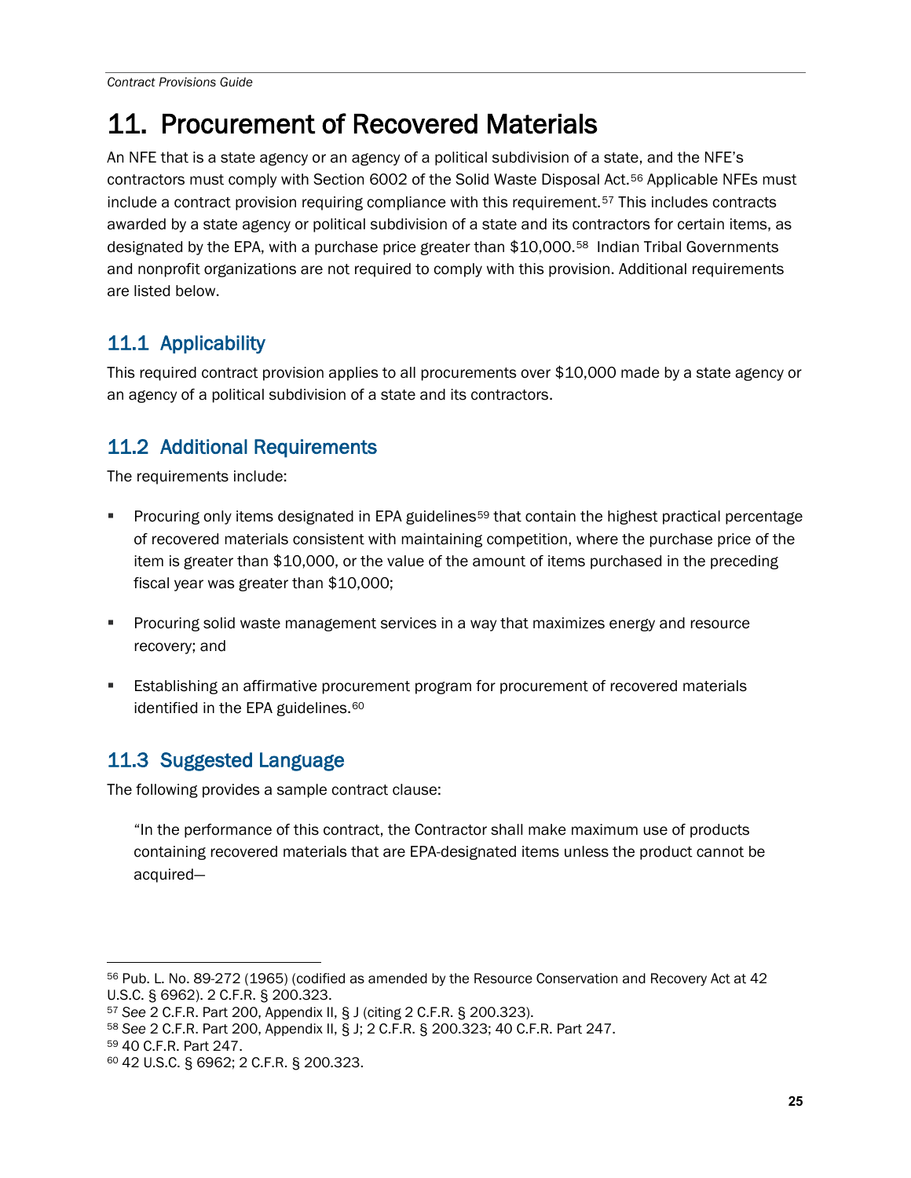# 11. Procurement of Recovered Materials

An NFE that is a state agency or an agency of a political subdivision of a state, and the NFE's contractors must comply with Section 6002 of the Solid Waste Disposal Act.[56] Applicable NFEs must include a contract provision requiring compliance with this requirement.[57] This includes contracts awarded by a state agency or political subdivision of a state and its contractors for certain items, as designated by the EPA, with a purchase price greater than $10,000.[58] Indian Tribal Governments and nonprofit organizations are not required to comply with this provision. Additional requirements are listed below.

## 11.1 Applicability

This required contract provision applies to all procurements over $10,000 made by a state agency or an agency of a political subdivision of a state and its contractors.

## 11.2 Additional Requirements

The requirements include:

- Procuring only items designated in EPA guidelines[59] that contain the highest practical percentage of recovered materials consistent with maintaining competition, where the purchase price of the item is greater than $10,000, or the value of the amount of items purchased in the preceding fiscal year was greater than $10,000;
- Procuring solid waste management services in a way that maximizes energy and resource recovery; and
- Establishing an affirmative procurement program for procurement of recovered materials identified in the EPA guidelines.[60]

## 11.3 Suggested Language

The following provides a sample contract clause:

> "In the performance of this contract, the Contractor shall make maximum use of products containing recovered materials that are EPA-designated items unless the product cannot be acquired—

---

[56] Pub. L. No. 89-272 (1965) (codified as amended by the Resource Conservation and Recovery Act at 42 U.S.C. § 6962). 2 C.F.R. § 200.323.

[57] *See* 2 C.F.R. Part 200, Appendix II, § J (citing 2 C.F.R. § 200.323).

[58] *See* 2 C.F.R. Part 200, Appendix II, § J; 2 C.F.R. § 200.323; 40 C.F.R. Part 247.

[59] 40 C.F.R. Part 247.

[60] 42 U.S.C. § 6962; 2 C.F.R. § 200.323.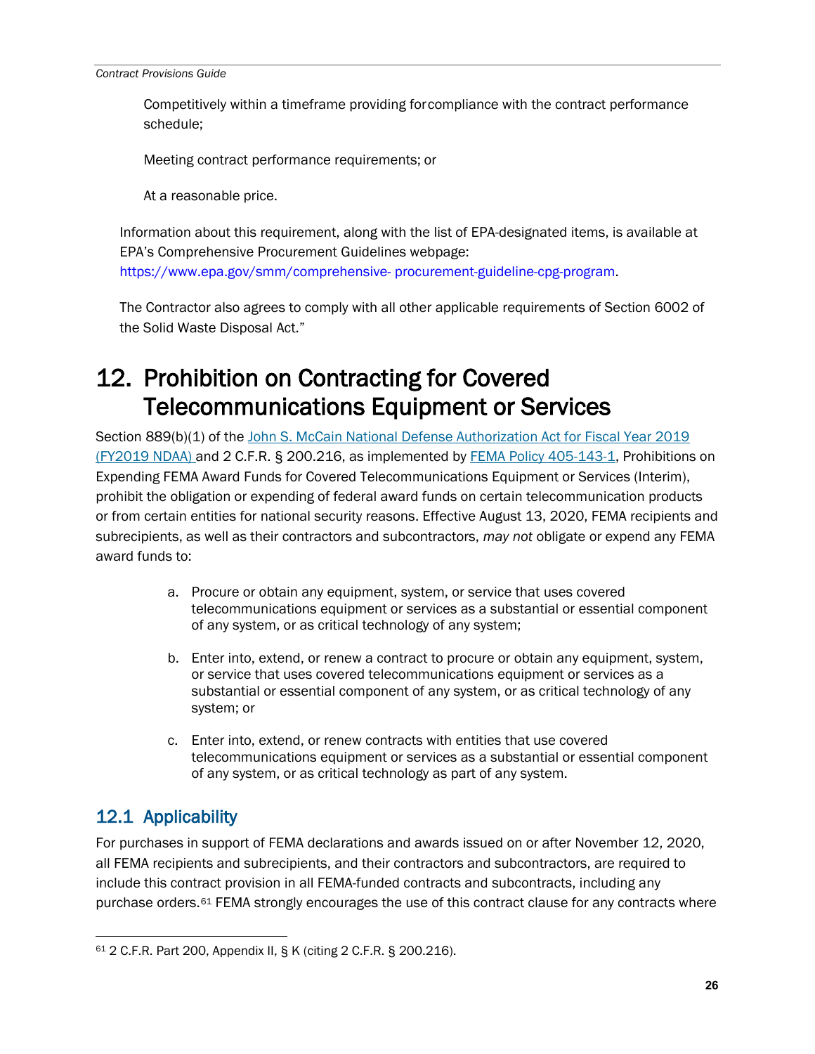Competitively within a timeframe providing for compliance with the contract performance schedule;

Meeting contract performance requirements; or

At a reasonable price.

Information about this requirement, along with the list of EPA-designated items, is available at EPA's Comprehensive Procurement Guidelines webpage: https://www.epa.gov/smm/comprehensive- procurement-guideline-cpg-program.

The Contractor also agrees to comply with all other applicable requirements of Section 6002 of the Solid Waste Disposal Act."

# 12. Prohibition on Contracting for Covered Telecommunications Equipment or Services

Section 889(b)(1) of the John S. McCain National Defense Authorization Act for Fiscal Year 2019 (FY2019 NDAA) and 2 C.F.R. § 200.216, as implemented by FEMA Policy 405-143-1, Prohibitions on Expending FEMA Award Funds for Covered Telecommunications Equipment or Services (Interim), prohibit the obligation or expending of federal award funds on certain telecommunication products or from certain entities for national security reasons. Effective August 13, 2020, FEMA recipients and subrecipients, as well as their contractors and subcontractors, *may not* obligate or expend any FEMA award funds to:

a. Procure or obtain any equipment, system, or service that uses covered telecommunications equipment or services as a substantial or essential component of any system, or as critical technology of any system;

b. Enter into, extend, or renew a contract to procure or obtain any equipment, system, or service that uses covered telecommunications equipment or services as a substantial or essential component of any system, or as critical technology of any system; or

c. Enter into, extend, or renew contracts with entities that use covered telecommunications equipment or services as a substantial or essential component of any system, or as critical technology as part of any system.

## 12.1 Applicability

For purchases in support of FEMA declarations and awards issued on or after November 12, 2020, all FEMA recipients and subrecipients, and their contractors and subcontractors, are required to include this contract provision in all FEMA-funded contracts and subcontracts, including any purchase orders.[61] FEMA strongly encourages the use of this contract clause for any contracts where

[61] 2 C.F.R. Part 200, Appendix II, § K (citing 2 C.F.R. § 200.216).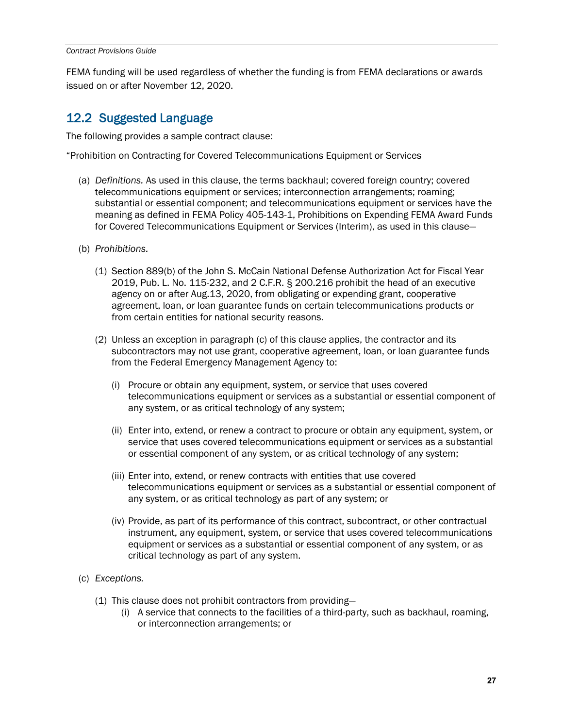FEMA funding will be used regardless of whether the funding is from FEMA declarations or awards issued on or after November 12, 2020.

## 12.2 Suggested Language

The following provides a sample contract clause:

"Prohibition on Contracting for Covered Telecommunications Equipment or Services

(a) *Definitions.* As used in this clause, the terms backhaul; covered foreign country; covered telecommunications equipment or services; interconnection arrangements; roaming; substantial or essential component; and telecommunications equipment or services have the meaning as defined in FEMA Policy 405-143-1, Prohibitions on Expending FEMA Award Funds for Covered Telecommunications Equipment or Services (Interim), as used in this clause—

(b) *Prohibitions.*

  (1) Section 889(b) of the John S. McCain National Defense Authorization Act for Fiscal Year 2019, Pub. L. No. 115-232, and 2 C.F.R. § 200.216 prohibit the head of an executive agency on or after Aug.13, 2020, from obligating or expending grant, cooperative agreement, loan, or loan guarantee funds on certain telecommunications products or from certain entities for national security reasons.

  (2) Unless an exception in paragraph (c) of this clause applies, the contractor and its subcontractors may not use grant, cooperative agreement, loan, or loan guarantee funds from the Federal Emergency Management Agency to:

    (i) Procure or obtain any equipment, system, or service that uses covered telecommunications equipment or services as a substantial or essential component of any system, or as critical technology of any system;

    (ii) Enter into, extend, or renew a contract to procure or obtain any equipment, system, or service that uses covered telecommunications equipment or services as a substantial or essential component of any system, or as critical technology of any system;

    (iii) Enter into, extend, or renew contracts with entities that use covered telecommunications equipment or services as a substantial or essential component of any system, or as critical technology as part of any system; or

    (iv) Provide, as part of its performance of this contract, subcontract, or other contractual instrument, any equipment, system, or service that uses covered telecommunications equipment or services as a substantial or essential component of any system, or as critical technology as part of any system.

(c) *Exceptions.*

  (1) This clause does not prohibit contractors from providing—

    (i) A service that connects to the facilities of a third-party, such as backhaul, roaming, or interconnection arrangements; or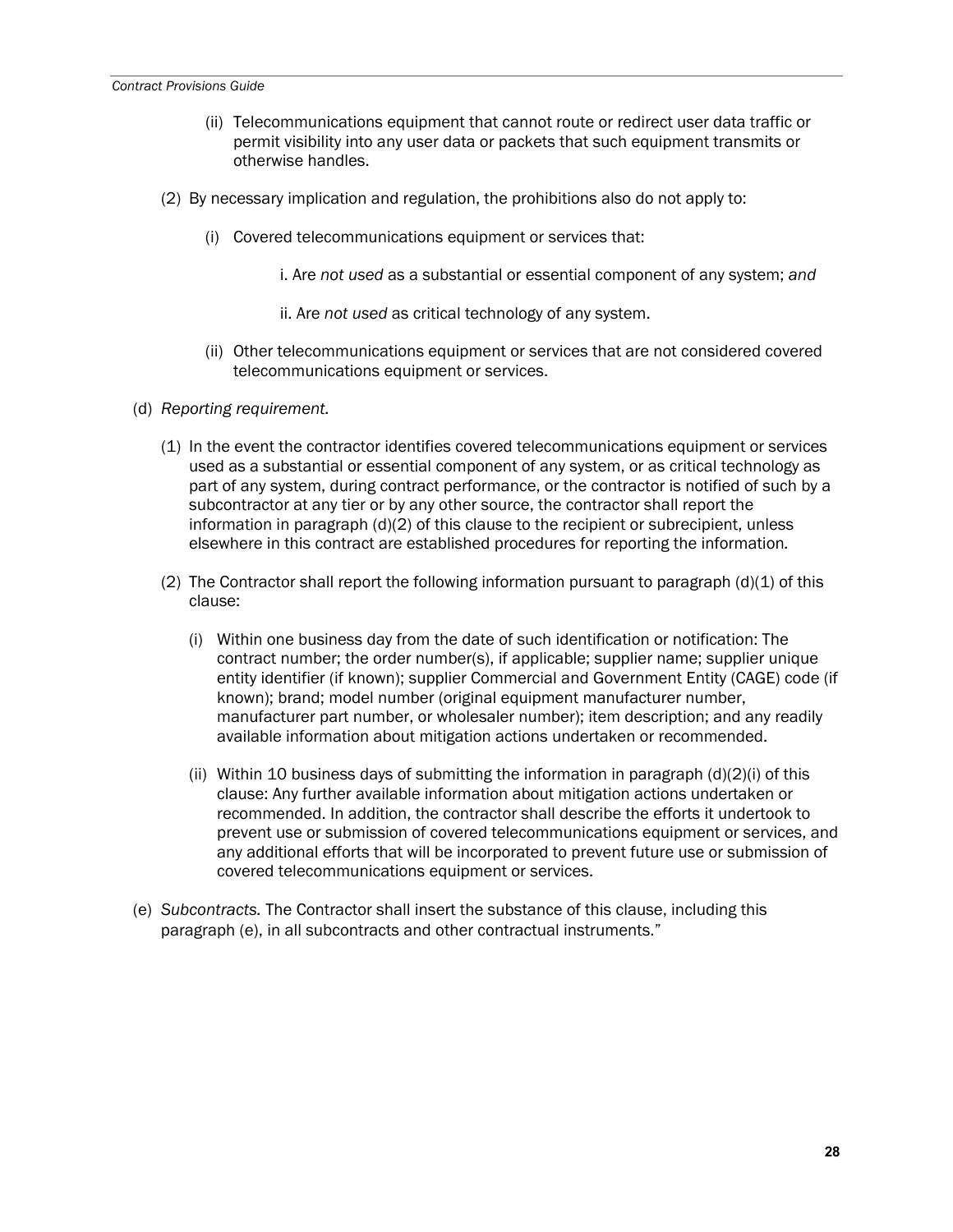(ii) Telecommunications equipment that cannot route or redirect user data traffic or permit visibility into any user data or packets that such equipment transmits or otherwise handles.

(2) By necessary implication and regulation, the prohibitions also do not apply to:

(i) Covered telecommunications equipment or services that:

i. Are *not used* as a substantial or essential component of any system; *and*

ii. Are *not used* as critical technology of any system.

(ii) Other telecommunications equipment or services that are not considered covered telecommunications equipment or services.

(d) *Reporting requirement.*

(1) In the event the contractor identifies covered telecommunications equipment or services used as a substantial or essential component of any system, or as critical technology as part of any system, during contract performance, or the contractor is notified of such by a subcontractor at any tier or by any other source, the contractor shall report the information in paragraph (d)(2) of this clause to the recipient or subrecipient, unless elsewhere in this contract are established procedures for reporting the information.

(2) The Contractor shall report the following information pursuant to paragraph (d)(1) of this clause:

(i) Within one business day from the date of such identification or notification: The contract number; the order number(s), if applicable; supplier name; supplier unique entity identifier (if known); supplier Commercial and Government Entity (CAGE) code (if known); brand; model number (original equipment manufacturer number, manufacturer part number, or wholesaler number); item description; and any readily available information about mitigation actions undertaken or recommended.

(ii) Within 10 business days of submitting the information in paragraph (d)(2)(i) of this clause: Any further available information about mitigation actions undertaken or recommended. In addition, the contractor shall describe the efforts it undertook to prevent use or submission of covered telecommunications equipment or services, and any additional efforts that will be incorporated to prevent future use or submission of covered telecommunications equipment or services.

(e) *Subcontracts.* The Contractor shall insert the substance of this clause, including this paragraph (e), in all subcontracts and other contractual instruments."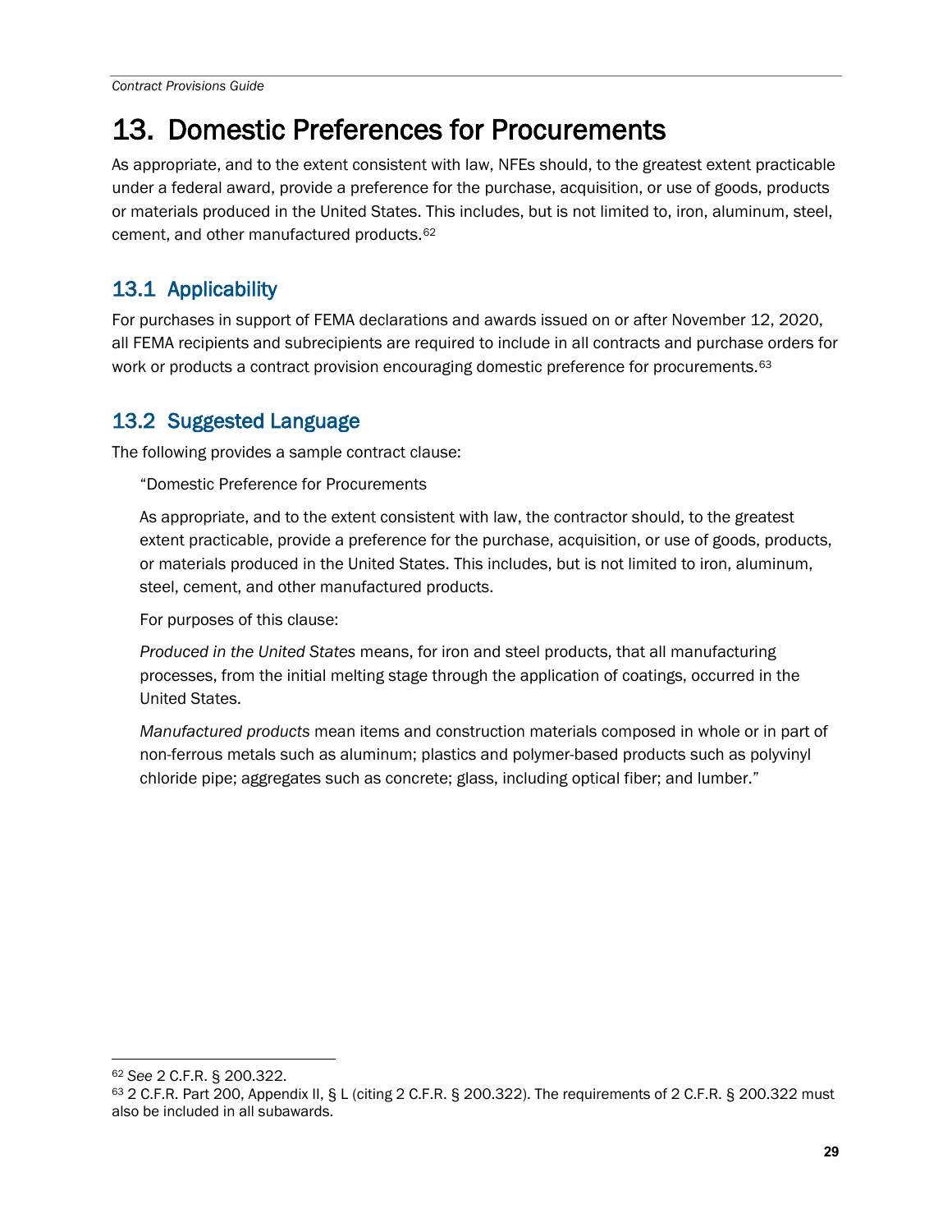# 13. Domestic Preferences for Procurements

As appropriate, and to the extent consistent with law, NFEs should, to the greatest extent practicable under a federal award, provide a preference for the purchase, acquisition, or use of goods, products or materials produced in the United States. This includes, but is not limited to, iron, aluminum, steel, cement, and other manufactured products.[62]

## 13.1 Applicability

For purchases in support of FEMA declarations and awards issued on or after November 12, 2020, all FEMA recipients and subrecipients are required to include in all contracts and purchase orders for work or products a contract provision encouraging domestic preference for procurements.[63]

## 13.2 Suggested Language

The following provides a sample contract clause:

> "Domestic Preference for Procurements
>
> As appropriate, and to the extent consistent with law, the contractor should, to the greatest extent practicable, provide a preference for the purchase, acquisition, or use of goods, products, or materials produced in the United States. This includes, but is not limited to iron, aluminum, steel, cement, and other manufactured products.
>
> For purposes of this clause:
>
> *Produced in the United States* means, for iron and steel products, that all manufacturing processes, from the initial melting stage through the application of coatings, occurred in the United States.
>
> *Manufactured products* mean items and construction materials composed in whole or in part of non-ferrous metals such as aluminum; plastics and polymer-based products such as polyvinyl chloride pipe; aggregates such as concrete; glass, including optical fiber; and lumber."

---

[62] *See* 2 C.F.R. § 200.322.

[63] 2 C.F.R. Part 200, Appendix II, § L (citing 2 C.F.R. § 200.322). The requirements of 2 C.F.R. § 200.322 must also be included in all subawards.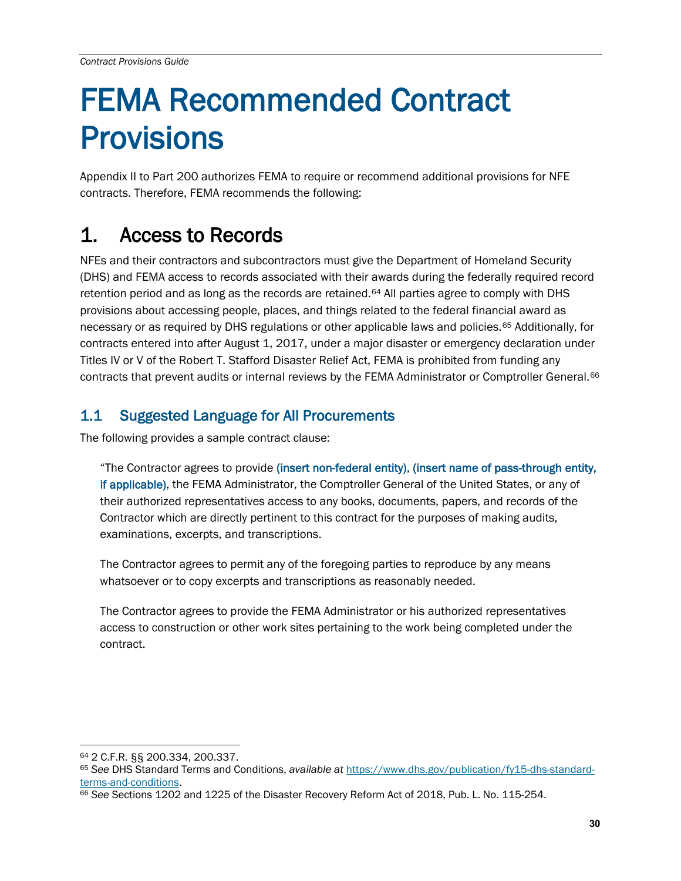# FEMA Recommended Contract Provisions

Appendix II to Part 200 authorizes FEMA to require or recommend additional provisions for NFE contracts. Therefore, FEMA recommends the following:

## 1. Access to Records

NFEs and their contractors and subcontractors must give the Department of Homeland Security (DHS) and FEMA access to records associated with their awards during the federally required record retention period and as long as the records are retained.[64] All parties agree to comply with DHS provisions about accessing people, places, and things related to the federal financial award as necessary or as required by DHS regulations or other applicable laws and policies.[65] Additionally, for contracts entered into after August 1, 2017, under a major disaster or emergency declaration under Titles IV or V of the Robert T. Stafford Disaster Relief Act, FEMA is prohibited from funding any contracts that prevent audits or internal reviews by the FEMA Administrator or Comptroller General.[66]

### 1.1 Suggested Language for All Procurements

The following provides a sample contract clause:

> "The Contractor agrees to provide (insert non-federal entity), (insert name of pass-through entity, if applicable), the FEMA Administrator, the Comptroller General of the United States, or any of their authorized representatives access to any books, documents, papers, and records of the Contractor which are directly pertinent to this contract for the purposes of making audits, examinations, excerpts, and transcriptions.
>
> The Contractor agrees to permit any of the foregoing parties to reproduce by any means whatsoever or to copy excerpts and transcriptions as reasonably needed.
>
> The Contractor agrees to provide the FEMA Administrator or his authorized representatives access to construction or other work sites pertaining to the work being completed under the contract.

---

[64] 2 C.F.R. §§ 200.334, 200.337.

[65] *See* DHS Standard Terms and Conditions, *available at* https://www.dhs.gov/publication/fy15-dhs-standard-terms-and-conditions.

[66] *See* Sections 1202 and 1225 of the Disaster Recovery Reform Act of 2018, Pub. L. No. 115-254.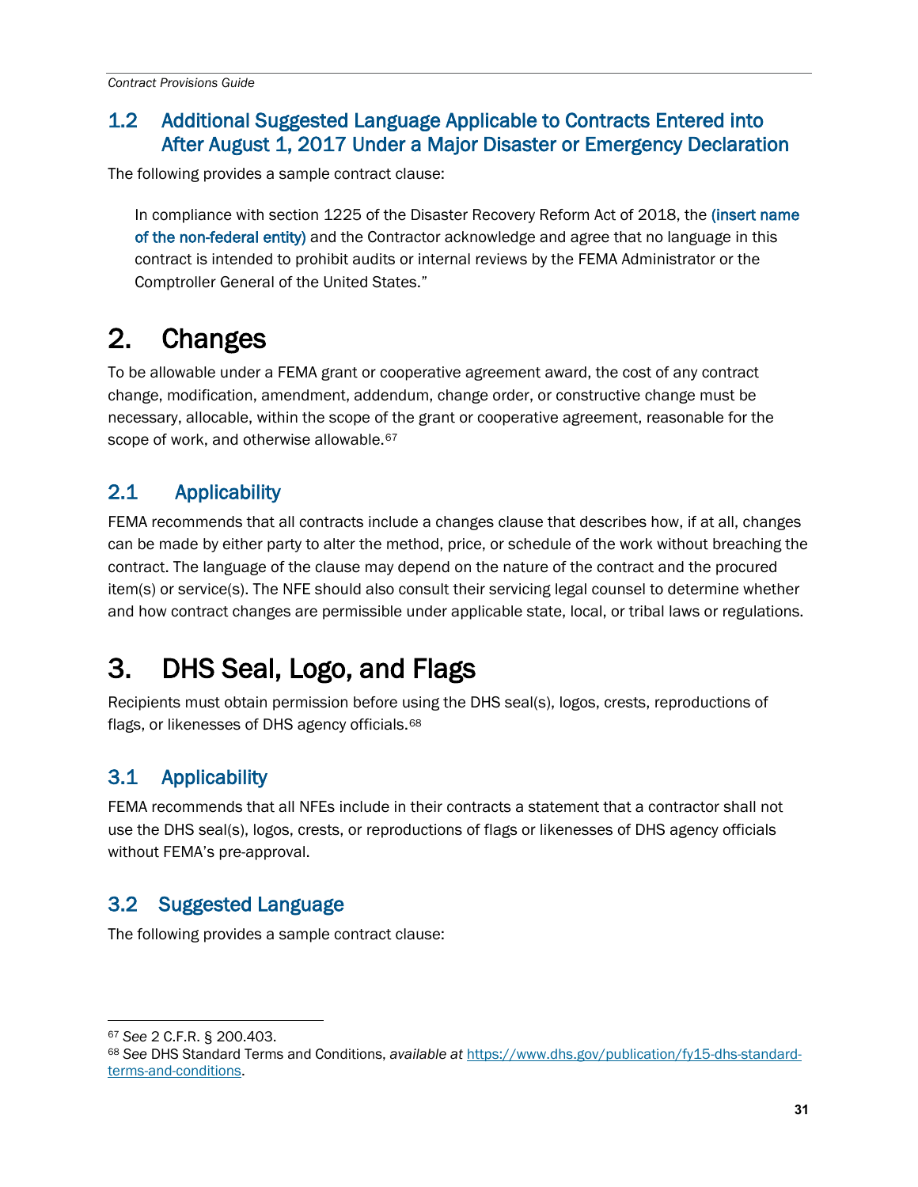## 1.2 Additional Suggested Language Applicable to Contracts Entered into After August 1, 2017 Under a Major Disaster or Emergency Declaration

The following provides a sample contract clause:

> In compliance with section 1225 of the Disaster Recovery Reform Act of 2018, the (insert name of the non-federal entity) and the Contractor acknowledge and agree that no language in this contract is intended to prohibit audits or internal reviews by the FEMA Administrator or the Comptroller General of the United States."

# 2. Changes

To be allowable under a FEMA grant or cooperative agreement award, the cost of any contract change, modification, amendment, addendum, change order, or constructive change must be necessary, allocable, within the scope of the grant or cooperative agreement, reasonable for the scope of work, and otherwise allowable.[67]

## 2.1 Applicability

FEMA recommends that all contracts include a changes clause that describes how, if at all, changes can be made by either party to alter the method, price, or schedule of the work without breaching the contract. The language of the clause may depend on the nature of the contract and the procured item(s) or service(s). The NFE should also consult their servicing legal counsel to determine whether and how contract changes are permissible under applicable state, local, or tribal laws or regulations.

# 3. DHS Seal, Logo, and Flags

Recipients must obtain permission before using the DHS seal(s), logos, crests, reproductions of flags, or likenesses of DHS agency officials.[68]

## 3.1 Applicability

FEMA recommends that all NFEs include in their contracts a statement that a contractor shall not use the DHS seal(s), logos, crests, or reproductions of flags or likenesses of DHS agency officials without FEMA's pre-approval.

## 3.2 Suggested Language

The following provides a sample contract clause:

---

[67] *See* 2 C.F.R. § 200.403.

[68] *See* DHS Standard Terms and Conditions, *available at* https://www.dhs.gov/publication/fy15-dhs-standard-terms-and-conditions.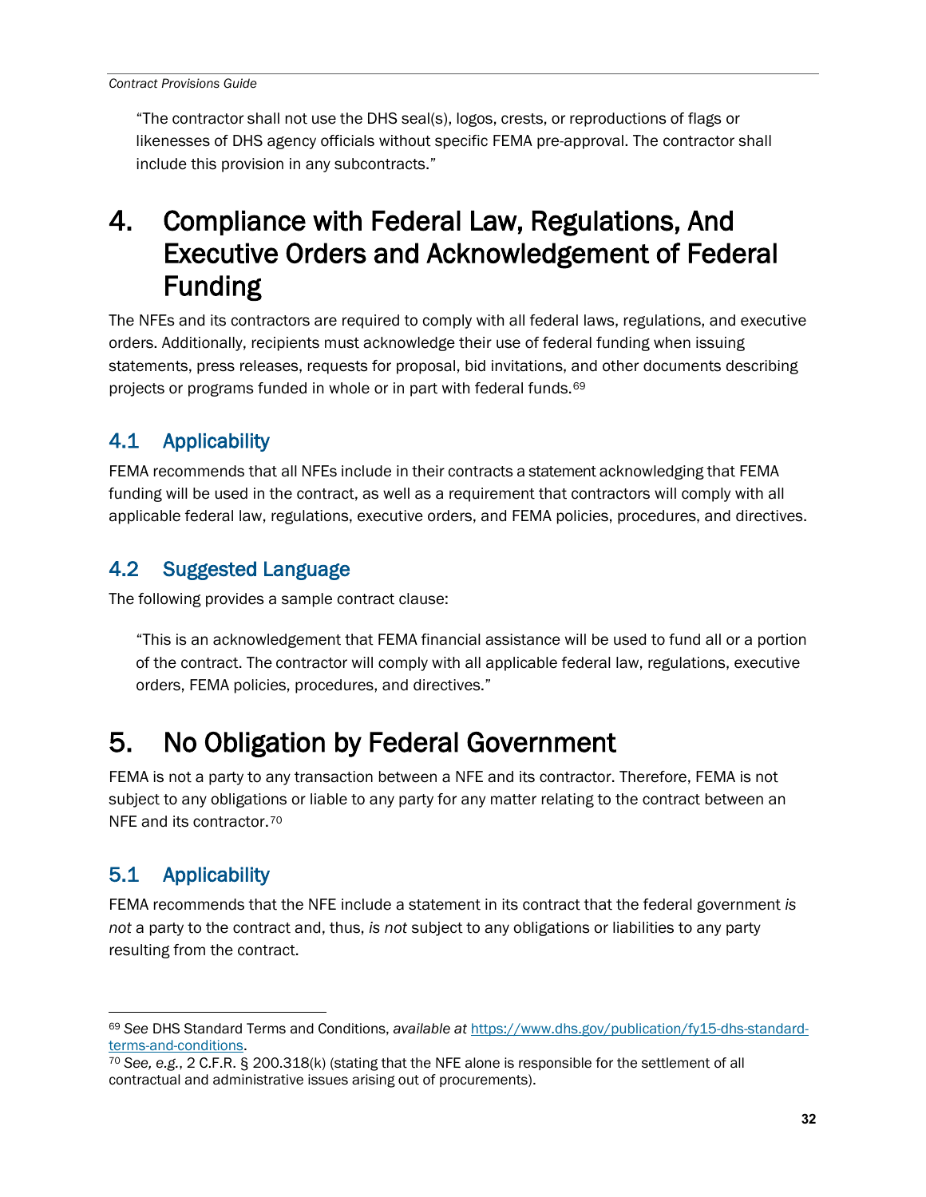"The contractor shall not use the DHS seal(s), logos, crests, or reproductions of flags or likenesses of DHS agency officials without specific FEMA pre-approval. The contractor shall include this provision in any subcontracts."

# 4. Compliance with Federal Law, Regulations, And Executive Orders and Acknowledgement of Federal Funding

The NFEs and its contractors are required to comply with all federal laws, regulations, and executive orders. Additionally, recipients must acknowledge their use of federal funding when issuing statements, press releases, requests for proposal, bid invitations, and other documents describing projects or programs funded in whole or in part with federal funds.[69]

## 4.1 Applicability

FEMA recommends that all NFEs include in their contracts a statement acknowledging that FEMA funding will be used in the contract, as well as a requirement that contractors will comply with all applicable federal law, regulations, executive orders, and FEMA policies, procedures, and directives.

## 4.2 Suggested Language

The following provides a sample contract clause:

"This is an acknowledgement that FEMA financial assistance will be used to fund all or a portion of the contract. The contractor will comply with all applicable federal law, regulations, executive orders, FEMA policies, procedures, and directives."

# 5. No Obligation by Federal Government

FEMA is not a party to any transaction between a NFE and its contractor. Therefore, FEMA is not subject to any obligations or liable to any party for any matter relating to the contract between an NFE and its contractor.[70]

## 5.1 Applicability

FEMA recommends that the NFE include a statement in its contract that the federal government *is not* a party to the contract and, thus, *is not* subject to any obligations or liabilities to any party resulting from the contract.

---

[69] *See* DHS Standard Terms and Conditions, *available at* https://www.dhs.gov/publication/fy15-dhs-standard-terms-and-conditions.

[70] *See, e.g.*, 2 C.F.R. § 200.318(k) (stating that the NFE alone is responsible for the settlement of all contractual and administrative issues arising out of procurements).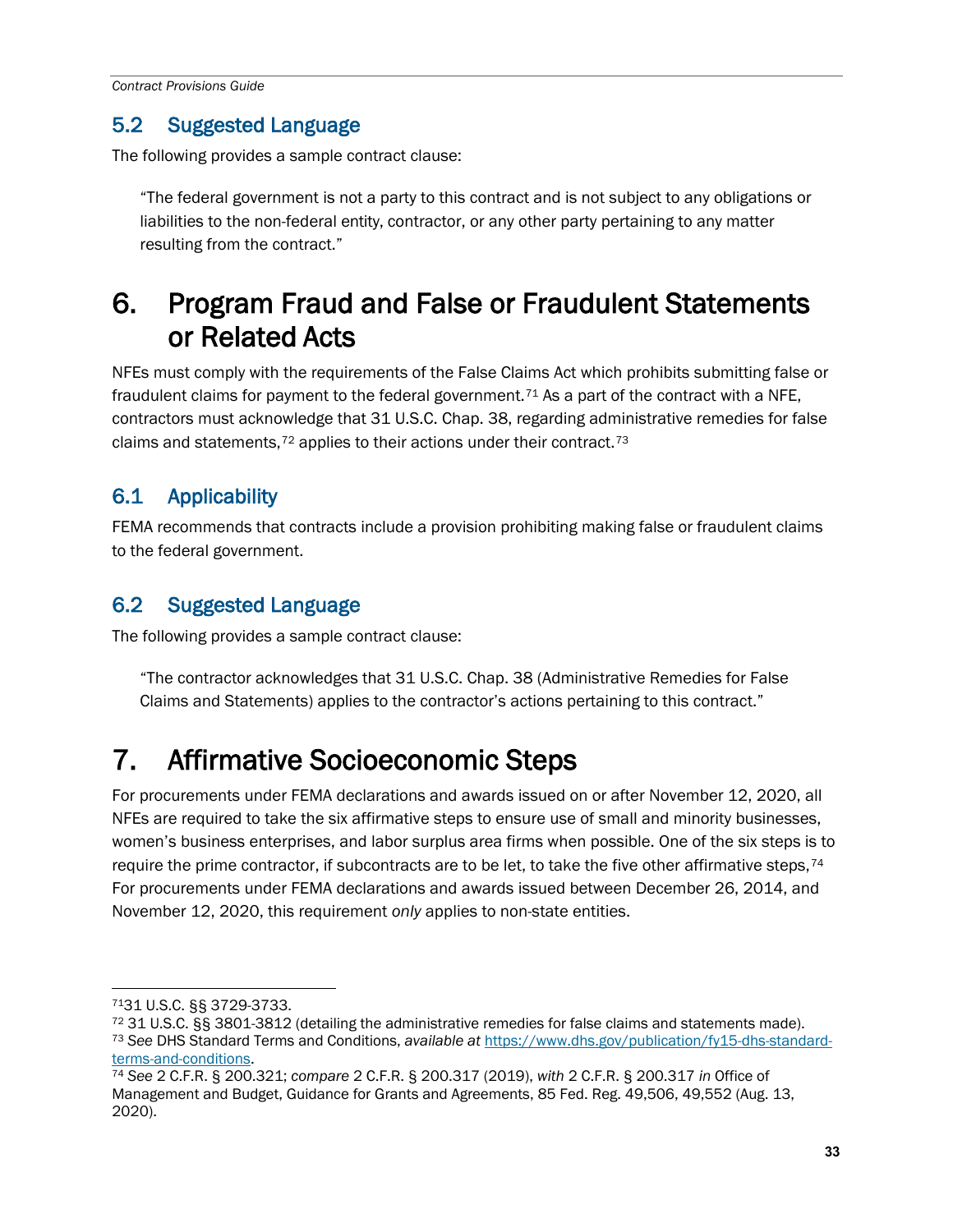### 5.2 Suggested Language

The following provides a sample contract clause:

> "The federal government is not a party to this contract and is not subject to any obligations or liabilities to the non-federal entity, contractor, or any other party pertaining to any matter resulting from the contract."

# 6. Program Fraud and False or Fraudulent Statements or Related Acts

NFEs must comply with the requirements of the False Claims Act which prohibits submitting false or fraudulent claims for payment to the federal government.[71] As a part of the contract with a NFE, contractors must acknowledge that 31 U.S.C. Chap. 38, regarding administrative remedies for false claims and statements,[72] applies to their actions under their contract.[73]

### 6.1 Applicability

FEMA recommends that contracts include a provision prohibiting making false or fraudulent claims to the federal government.

### 6.2 Suggested Language

The following provides a sample contract clause:

> "The contractor acknowledges that 31 U.S.C. Chap. 38 (Administrative Remedies for False Claims and Statements) applies to the contractor's actions pertaining to this contract."

# 7. Affirmative Socioeconomic Steps

For procurements under FEMA declarations and awards issued on or after November 12, 2020, all NFEs are required to take the six affirmative steps to ensure use of small and minority businesses, women's business enterprises, and labor surplus area firms when possible. One of the six steps is to require the prime contractor, if subcontracts are to be let, to take the five other affirmative steps,[74] For procurements under FEMA declarations and awards issued between December 26, 2014, and November 12, 2020, this requirement *only* applies to non-state entities.

---

[71] 31 U.S.C. §§ 3729-3733.

[72] 31 U.S.C. §§ 3801-3812 (detailing the administrative remedies for false claims and statements made).

[73] *See* DHS Standard Terms and Conditions, *available at* https://www.dhs.gov/publication/fy15-dhs-standard-terms-and-conditions.

[74] *See* 2 C.F.R. § 200.321; *compare* 2 C.F.R. § 200.317 (2019), *with* 2 C.F.R. § 200.317 *in* Office of Management and Budget, Guidance for Grants and Agreements, 85 Fed. Reg. 49,506, 49,552 (Aug. 13, 2020).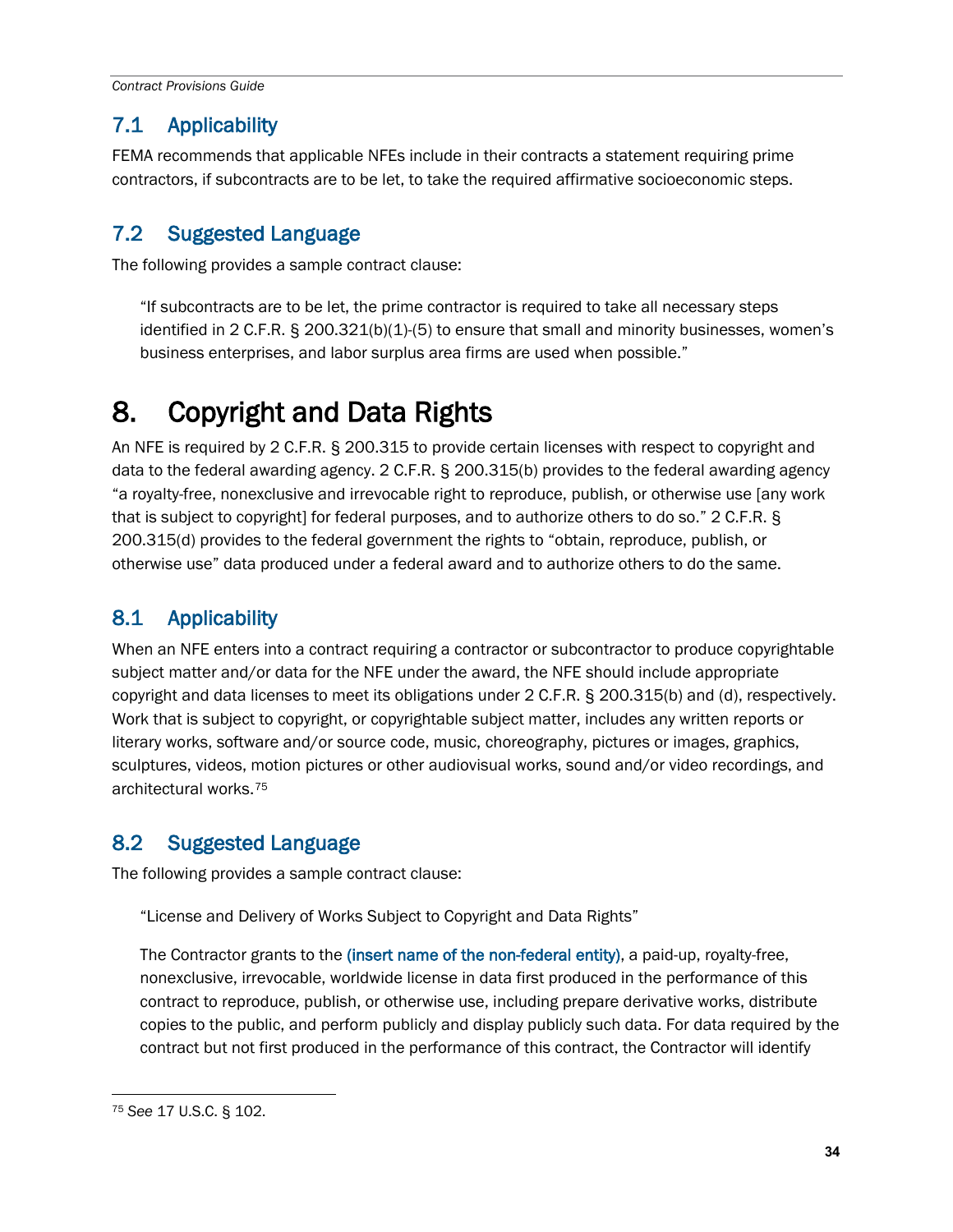## 7.1 Applicability

FEMA recommends that applicable NFEs include in their contracts a statement requiring prime contractors, if subcontracts are to be let, to take the required affirmative socioeconomic steps.

## 7.2 Suggested Language

The following provides a sample contract clause:

> "If subcontracts are to be let, the prime contractor is required to take all necessary steps identified in 2 C.F.R. § 200.321(b)(1)-(5) to ensure that small and minority businesses, women's business enterprises, and labor surplus area firms are used when possible."

# 8. Copyright and Data Rights

An NFE is required by 2 C.F.R. § 200.315 to provide certain licenses with respect to copyright and data to the federal awarding agency. 2 C.F.R. § 200.315(b) provides to the federal awarding agency "a royalty-free, nonexclusive and irrevocable right to reproduce, publish, or otherwise use [any work that is subject to copyright] for federal purposes, and to authorize others to do so." 2 C.F.R. § 200.315(d) provides to the federal government the rights to "obtain, reproduce, publish, or otherwise use" data produced under a federal award and to authorize others to do the same.

## 8.1 Applicability

When an NFE enters into a contract requiring a contractor or subcontractor to produce copyrightable subject matter and/or data for the NFE under the award, the NFE should include appropriate copyright and data licenses to meet its obligations under 2 C.F.R. § 200.315(b) and (d), respectively. Work that is subject to copyright, or copyrightable subject matter, includes any written reports or literary works, software and/or source code, music, choreography, pictures or images, graphics, sculptures, videos, motion pictures or other audiovisual works, sound and/or video recordings, and architectural works.[75]

## 8.2 Suggested Language

The following provides a sample contract clause:

> "License and Delivery of Works Subject to Copyright and Data Rights"
>
> The Contractor grants to the (insert name of the non-federal entity), a paid-up, royalty-free, nonexclusive, irrevocable, worldwide license in data first produced in the performance of this contract to reproduce, publish, or otherwise use, including prepare derivative works, distribute copies to the public, and perform publicly and display publicly such data. For data required by the contract but not first produced in the performance of this contract, the Contractor will identify

[75] *See* 17 U.S.C. § 102.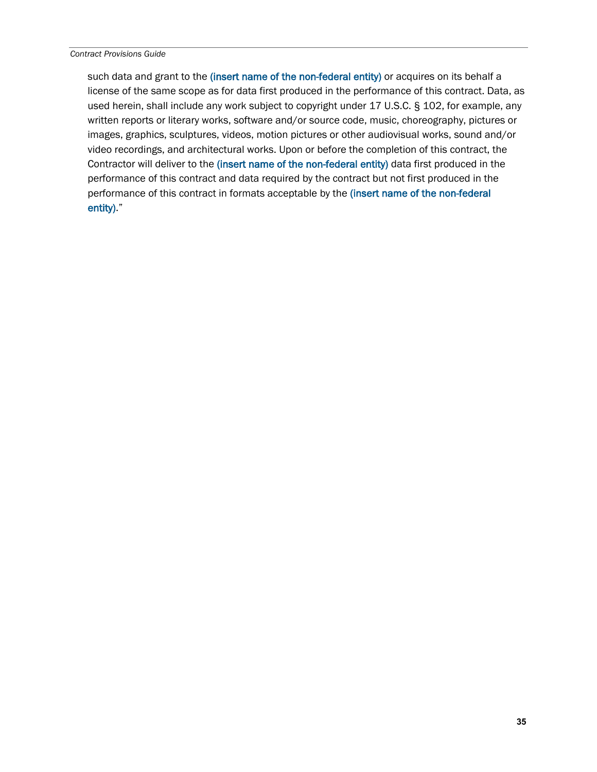such data and grant to the (insert name of the non-federal entity) or acquires on its behalf a license of the same scope as for data first produced in the performance of this contract. Data, as used herein, shall include any work subject to copyright under 17 U.S.C. § 102, for example, any written reports or literary works, software and/or source code, music, choreography, pictures or images, graphics, sculptures, videos, motion pictures or other audiovisual works, sound and/or video recordings, and architectural works. Upon or before the completion of this contract, the Contractor will deliver to the (insert name of the non-federal entity) data first produced in the performance of this contract and data required by the contract but not first produced in the performance of this contract in formats acceptable by the (insert name of the non-federal entity)."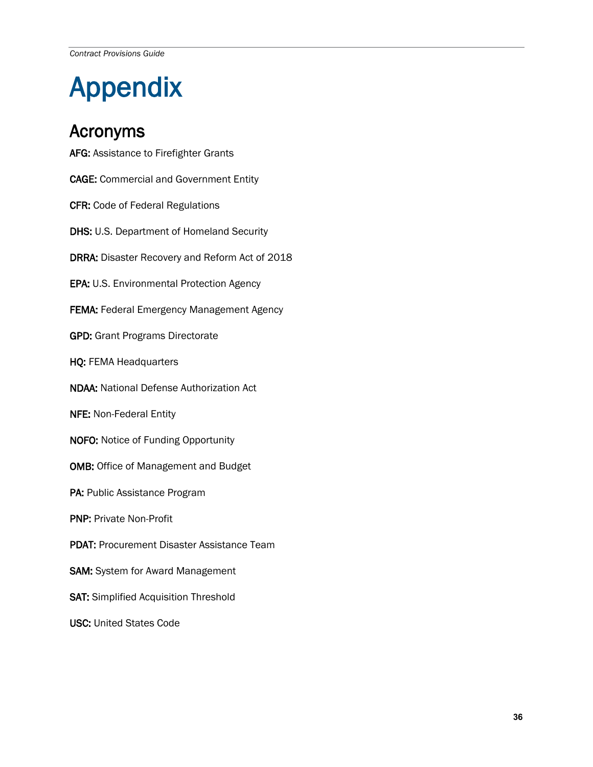# Appendix

## Acronyms

**AFG:** Assistance to Firefighter Grants

**CAGE:** Commercial and Government Entity

**CFR:** Code of Federal Regulations

**DHS:** U.S. Department of Homeland Security

**DRRA:** Disaster Recovery and Reform Act of 2018

**EPA:** U.S. Environmental Protection Agency

**FEMA:** Federal Emergency Management Agency

**GPD:** Grant Programs Directorate

**HQ:** FEMA Headquarters

**NDAA:** National Defense Authorization Act

**NFE:** Non-Federal Entity

**NOFO:** Notice of Funding Opportunity

**OMB:** Office of Management and Budget

**PA:** Public Assistance Program

**PNP:** Private Non-Profit

**PDAT:** Procurement Disaster Assistance Team

**SAM:** System for Award Management

**SAT:** Simplified Acquisition Threshold

**USC:** United States Code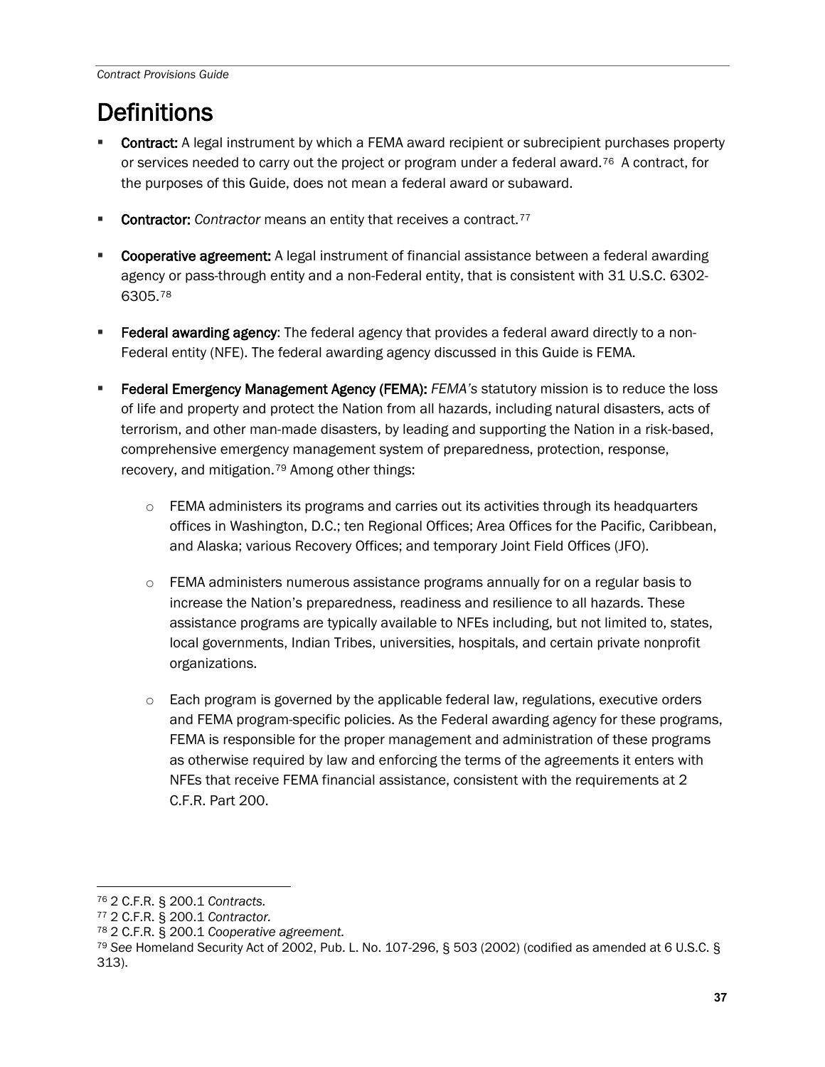# Definitions

- **Contract:** A legal instrument by which a FEMA award recipient or subrecipient purchases property or services needed to carry out the project or program under a federal award.[76] A contract, for the purposes of this Guide, does not mean a federal award or subaward.

- **Contractor:** *Contractor* means an entity that receives a contract.[77]

- **Cooperative agreement:** A legal instrument of financial assistance between a federal awarding agency or pass-through entity and a non-Federal entity, that is consistent with 31 U.S.C. 6302-6305.[78]

- **Federal awarding agency**: The federal agency that provides a federal award directly to a non-Federal entity (NFE). The federal awarding agency discussed in this Guide is FEMA.

- **Federal Emergency Management Agency (FEMA):** *FEMA's* statutory mission is to reduce the loss of life and property and protect the Nation from all hazards, including natural disasters, acts of terrorism, and other man-made disasters, by leading and supporting the Nation in a risk-based, comprehensive emergency management system of preparedness, protection, response, recovery, and mitigation.[79] Among other things:

    - FEMA administers its programs and carries out its activities through its headquarters offices in Washington, D.C.; ten Regional Offices; Area Offices for the Pacific, Caribbean, and Alaska; various Recovery Offices; and temporary Joint Field Offices (JFO).

    - FEMA administers numerous assistance programs annually for on a regular basis to increase the Nation's preparedness, readiness and resilience to all hazards. These assistance programs are typically available to NFEs including, but not limited to, states, local governments, Indian Tribes, universities, hospitals, and certain private nonprofit organizations.

    - Each program is governed by the applicable federal law, regulations, executive orders and FEMA program-specific policies. As the Federal awarding agency for these programs, FEMA is responsible for the proper management and administration of these programs as otherwise required by law and enforcing the terms of the agreements it enters with NFEs that receive FEMA financial assistance, consistent with the requirements at 2 C.F.R. Part 200.

---

[76] 2 C.F.R. § 200.1 *Contracts.*
[77] 2 C.F.R. § 200.1 *Contractor.*
[78] 2 C.F.R. § 200.1 *Cooperative agreement.*
[79] *See* Homeland Security Act of 2002, Pub. L. No. 107-296, § 503 (2002) (codified as amended at 6 U.S.C. § 313).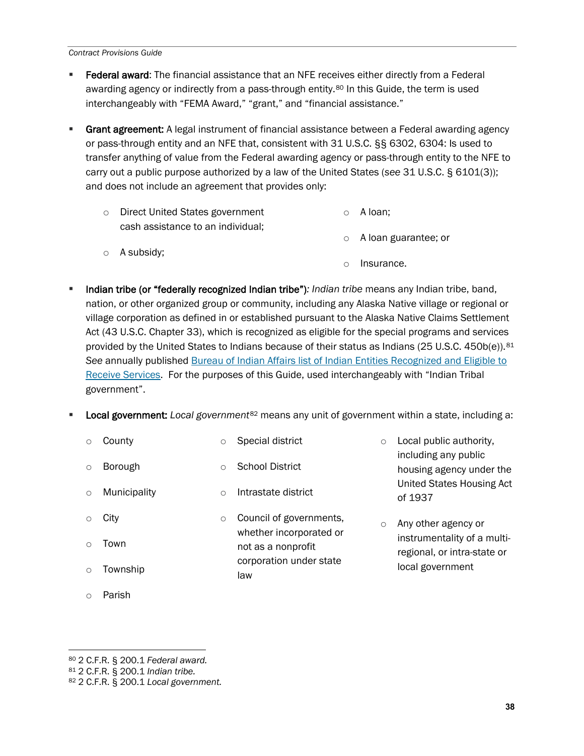- **Federal award**: The financial assistance that an NFE receives either directly from a Federal awarding agency or indirectly from a pass-through entity.[80] In this Guide, the term is used interchangeably with "FEMA Award," "grant," and "financial assistance."

- **Grant agreement:** A legal instrument of financial assistance between a Federal awarding agency or pass-through entity and an NFE that, consistent with 31 U.S.C. §§ 6302, 6304: Is used to transfer anything of value from the Federal awarding agency or pass-through entity to the NFE to carry out a public purpose authorized by a law of the United States (*see* 31 U.S.C. § 6101(3)); and does not include an agreement that provides only:
  - Direct United States government cash assistance to an individual;
  - A subsidy;
  - A loan;
  - A loan guarantee; or
  - Insurance.

- **Indian tribe (or "federally recognized Indian tribe")***: Indian tribe* means any Indian tribe, band, nation, or other organized group or community, including any Alaska Native village or regional or village corporation as defined in or established pursuant to the Alaska Native Claims Settlement Act (43 U.S.C. Chapter 33), which is recognized as eligible for the special programs and services provided by the United States to Indians because of their status as Indians (25 U.S.C. 450b(e)).[81] *See* annually published Bureau of Indian Affairs list of Indian Entities Recognized and Eligible to Receive Services. For the purposes of this Guide, used interchangeably with "Indian Tribal government".

- **Local government:** *Local government*[82] means any unit of government within a state, including a:
  - County
  - Borough
  - Municipality
  - City
  - Town
  - Township
  - Parish
  - Special district
  - School District
  - Intrastate district
  - Council of governments, whether incorporated or not as a nonprofit corporation under state law
  - Local public authority, including any public housing agency under the United States Housing Act of 1937
  - Any other agency or instrumentality of a multi-regional, or intra-state or local government

---

[80] 2 C.F.R. § 200.1 *Federal award.*

[81] 2 C.F.R. § 200.1 *Indian tribe.*

[82] 2 C.F.R. § 200.1 *Local government.*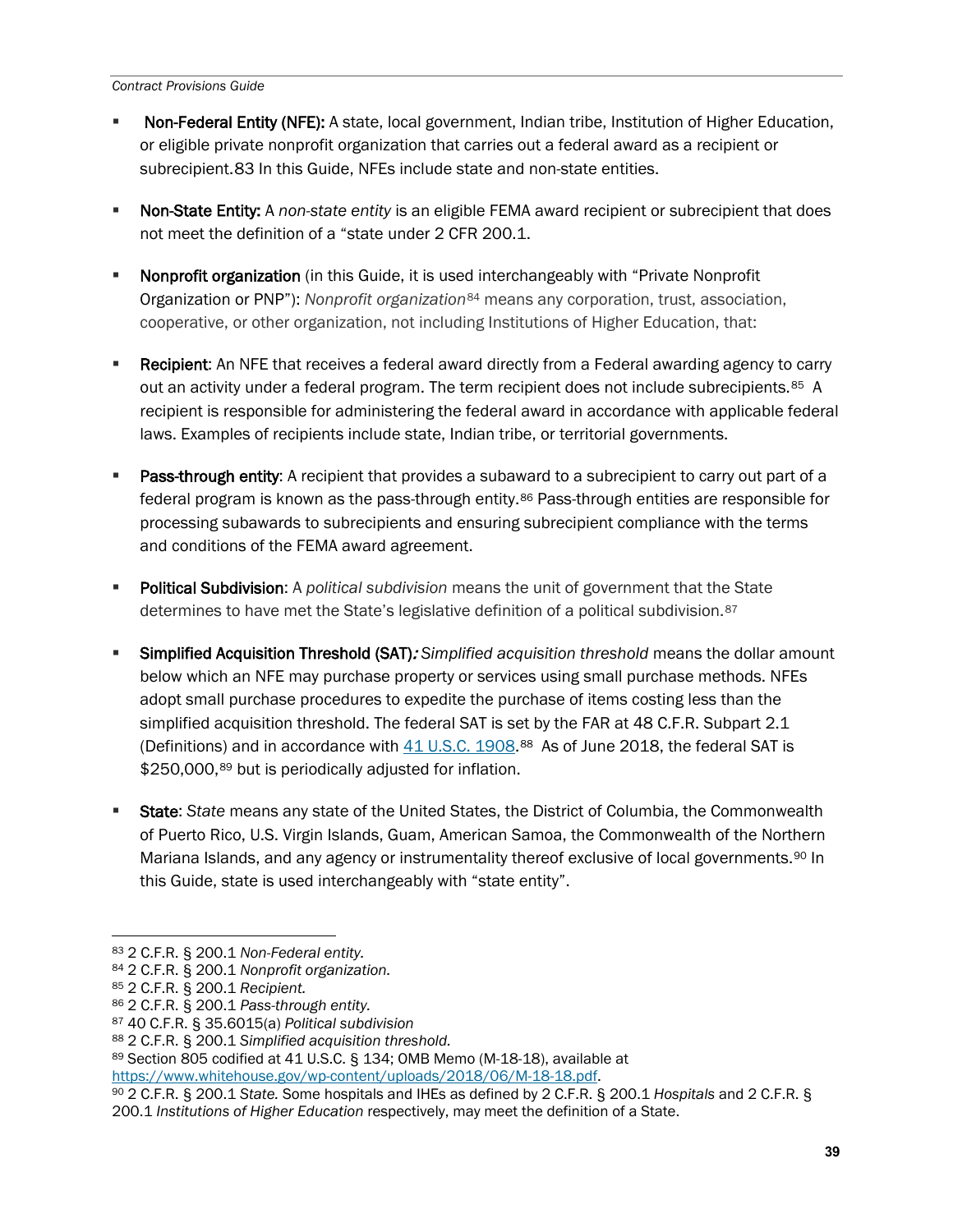- **Non-Federal Entity (NFE):** A state, local government, Indian tribe, Institution of Higher Education, or eligible private nonprofit organization that carries out a federal award as a recipient or subrecipient.83 In this Guide, NFEs include state and non-state entities.

- **Non-State Entity:** A *non-state entity* is an eligible FEMA award recipient or subrecipient that does not meet the definition of a "state under 2 CFR 200.1.

- **Nonprofit organization** (in this Guide, it is used interchangeably with "Private Nonprofit Organization or PNP"): *Nonprofit organization*[84] means any corporation, trust, association, cooperative, or other organization, not including Institutions of Higher Education, that:

- **Recipient**: An NFE that receives a federal award directly from a Federal awarding agency to carry out an activity under a federal program. The term recipient does not include subrecipients.[85] A recipient is responsible for administering the federal award in accordance with applicable federal laws. Examples of recipients include state, Indian tribe, or territorial governments.

- **Pass-through entity**: A recipient that provides a subaward to a subrecipient to carry out part of a federal program is known as the pass-through entity.[86] Pass-through entities are responsible for processing subawards to subrecipients and ensuring subrecipient compliance with the terms and conditions of the FEMA award agreement.

- **Political Subdivision**: A *political subdivision* means the unit of government that the State determines to have met the State's legislative definition of a political subdivision.[87]

- **Simplified Acquisition Threshold (SAT)*:*** *Simplified acquisition threshold* means the dollar amount below which an NFE may purchase property or services using small purchase methods. NFEs adopt small purchase procedures to expedite the purchase of items costing less than the simplified acquisition threshold. The federal SAT is set by the FAR at 48 C.F.R. Subpart 2.1 (Definitions) and in accordance with [41 U.S.C. 1908](41 U.S.C. 1908).[88] As of June 2018, the federal SAT is $250,000,[89] but is periodically adjusted for inflation.

- **State**: *State* means any state of the United States, the District of Columbia, the Commonwealth of Puerto Rico, U.S. Virgin Islands, Guam, American Samoa, the Commonwealth of the Northern Mariana Islands, and any agency or instrumentality thereof exclusive of local governments.[90] In this Guide, state is used interchangeably with "state entity".

---

[83] 2 C.F.R. § 200.1 *Non-Federal entity.*

[84] 2 C.F.R. § 200.1 *Nonprofit organization.*

[85] 2 C.F.R. § 200.1 *Recipient.*

[86] 2 C.F.R. § 200.1 *Pass-through entity.*

[87] 40 C.F.R. § 35.6015(a) *Political subdivision*

[88] 2 C.F.R. § 200.1 *Simplified acquisition threshold.*

[89] Section 805 codified at 41 U.S.C. § 134; OMB Memo (M-18-18), available at https://www.whitehouse.gov/wp-content/uploads/2018/06/M-18-18.pdf.

[90] 2 C.F.R. § 200.1 *State.* Some hospitals and IHEs as defined by 2 C.F.R. § 200.1 *Hospitals* and 2 C.F.R. § 200.1 *Institutions of Higher Education* respectively, may meet the definition of a State.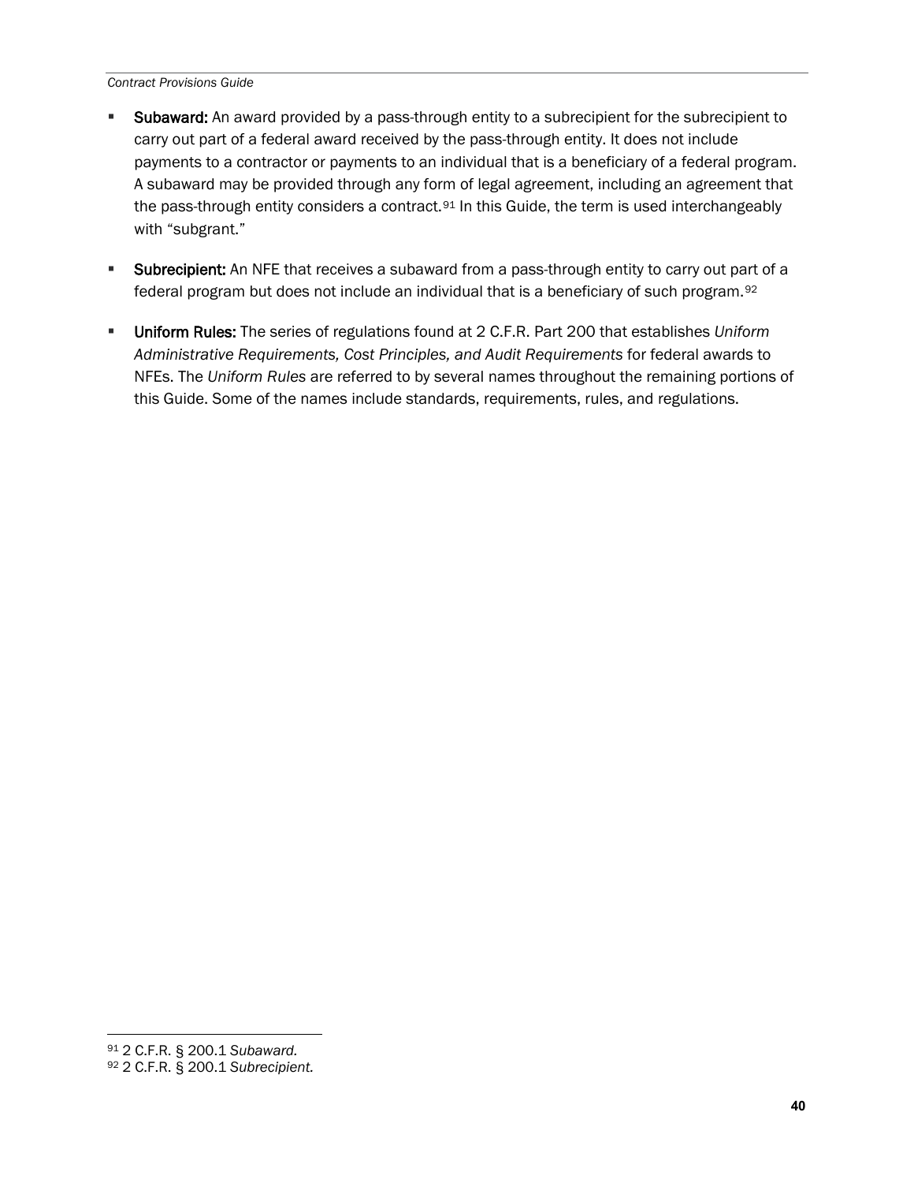- **Subaward:** An award provided by a pass-through entity to a subrecipient for the subrecipient to carry out part of a federal award received by the pass-through entity. It does not include payments to a contractor or payments to an individual that is a beneficiary of a federal program. A subaward may be provided through any form of legal agreement, including an agreement that the pass-through entity considers a contract.[91] In this Guide, the term is used interchangeably with "subgrant."

- **Subrecipient:** An NFE that receives a subaward from a pass-through entity to carry out part of a federal program but does not include an individual that is a beneficiary of such program.[92]

- **Uniform Rules:** The series of regulations found at 2 C.F.R. Part 200 that establishes *Uniform Administrative Requirements, Cost Principles, and Audit Requirements* for federal awards to NFEs. The *Uniform Rules* are referred to by several names throughout the remaining portions of this Guide. Some of the names include standards, requirements, rules, and regulations.

---

[91] 2 C.F.R. § 200.1 *Subaward.*

[92] 2 C.F.R. § 200.1 *Subrecipient.*